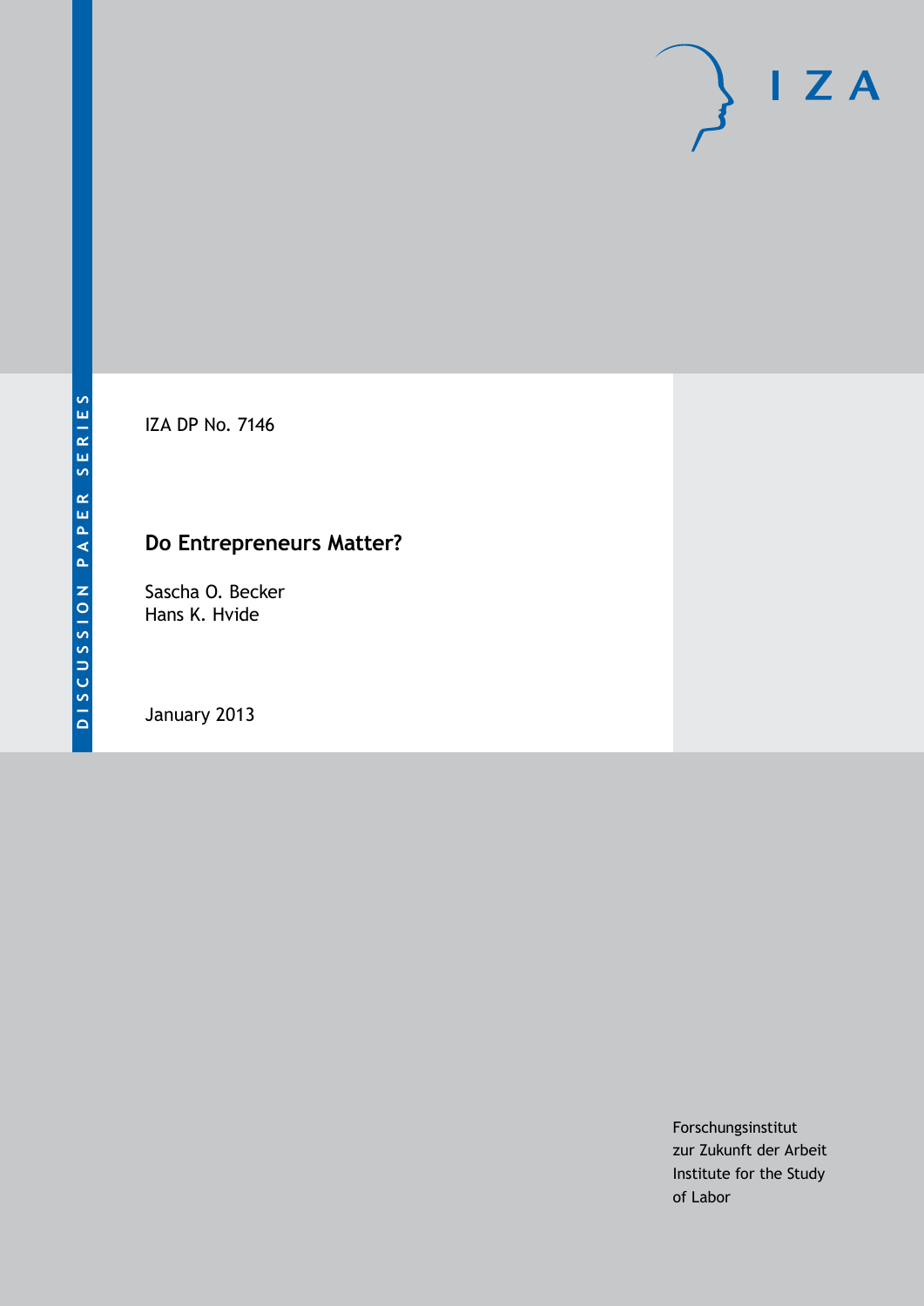DISCUSSION PAPER SERIES

IZA DP No. 7146

# Do Entrepreneurs Matter?

Sascha O. Becker
Hans K. Hvide

January 2013

Forschungsinstitut
zur Zukunft der Arbeit
Institute for the Study
of Labor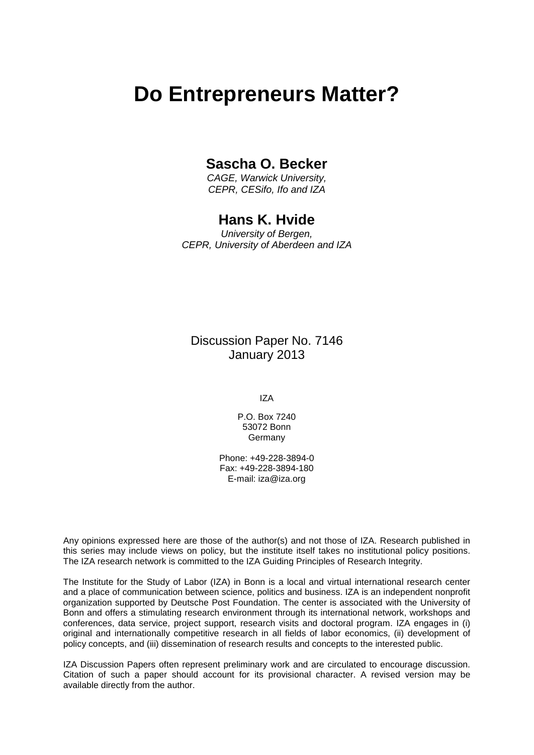# Do Entrepreneurs Matter?

## Sascha O. Becker

*CAGE, Warwick University,*
*CEPR, CESifo, Ifo and IZA*

## Hans K. Hvide

*University of Bergen,*
*CEPR, University of Aberdeen and IZA*

Discussion Paper No. 7146
January 2013

IZA

P.O. Box 7240
53072 Bonn
Germany

Phone: +49-228-3894-0
Fax: +49-228-3894-180
E-mail: iza@iza.org

Any opinions expressed here are those of the author(s) and not those of IZA. Research published in this series may include views on policy, but the institute itself takes no institutional policy positions. The IZA research network is committed to the IZA Guiding Principles of Research Integrity.

The Institute for the Study of Labor (IZA) in Bonn is a local and virtual international research center and a place of communication between science, politics and business. IZA is an independent nonprofit organization supported by Deutsche Post Foundation. The center is associated with the University of Bonn and offers a stimulating research environment through its international network, workshops and conferences, data service, project support, research visits and doctoral program. IZA engages in (i) original and internationally competitive research in all fields of labor economics, (ii) development of policy concepts, and (iii) dissemination of research results and concepts to the interested public.

IZA Discussion Papers often represent preliminary work and are circulated to encourage discussion. Citation of such a paper should account for its provisional character. A revised version may be available directly from the author.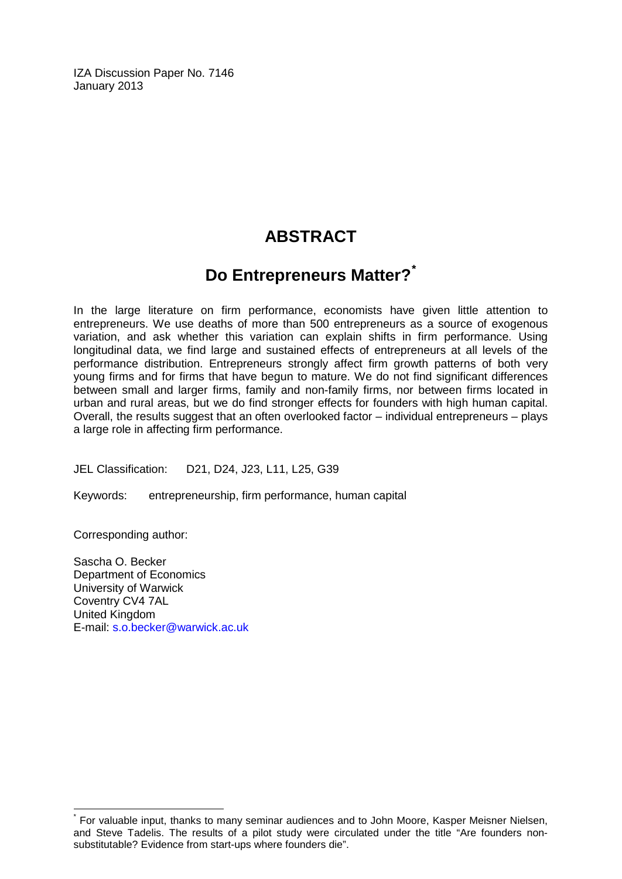IZA Discussion Paper No. 7146
January 2013

# ABSTRACT

## Do Entrepreneurs Matter?*

In the large literature on firm performance, economists have given little attention to entrepreneurs. We use deaths of more than 500 entrepreneurs as a source of exogenous variation, and ask whether this variation can explain shifts in firm performance. Using longitudinal data, we find large and sustained effects of entrepreneurs at all levels of the performance distribution. Entrepreneurs strongly affect firm growth patterns of both very young firms and for firms that have begun to mature. We do not find significant differences between small and larger firms, family and non-family firms, nor between firms located in urban and rural areas, but we do find stronger effects for founders with high human capital. Overall, the results suggest that an often overlooked factor – individual entrepreneurs – plays a large role in affecting firm performance.

JEL Classification: D21, D24, J23, L11, L25, G39

Keywords: entrepreneurship, firm performance, human capital

Corresponding author:

Sascha O. Becker
Department of Economics
University of Warwick
Coventry CV4 7AL
United Kingdom
E-mail: s.o.becker@warwick.ac.uk

---

* For valuable input, thanks to many seminar audiences and to John Moore, Kasper Meisner Nielsen, and Steve Tadelis. The results of a pilot study were circulated under the title "Are founders non-substitutable? Evidence from start-ups where founders die".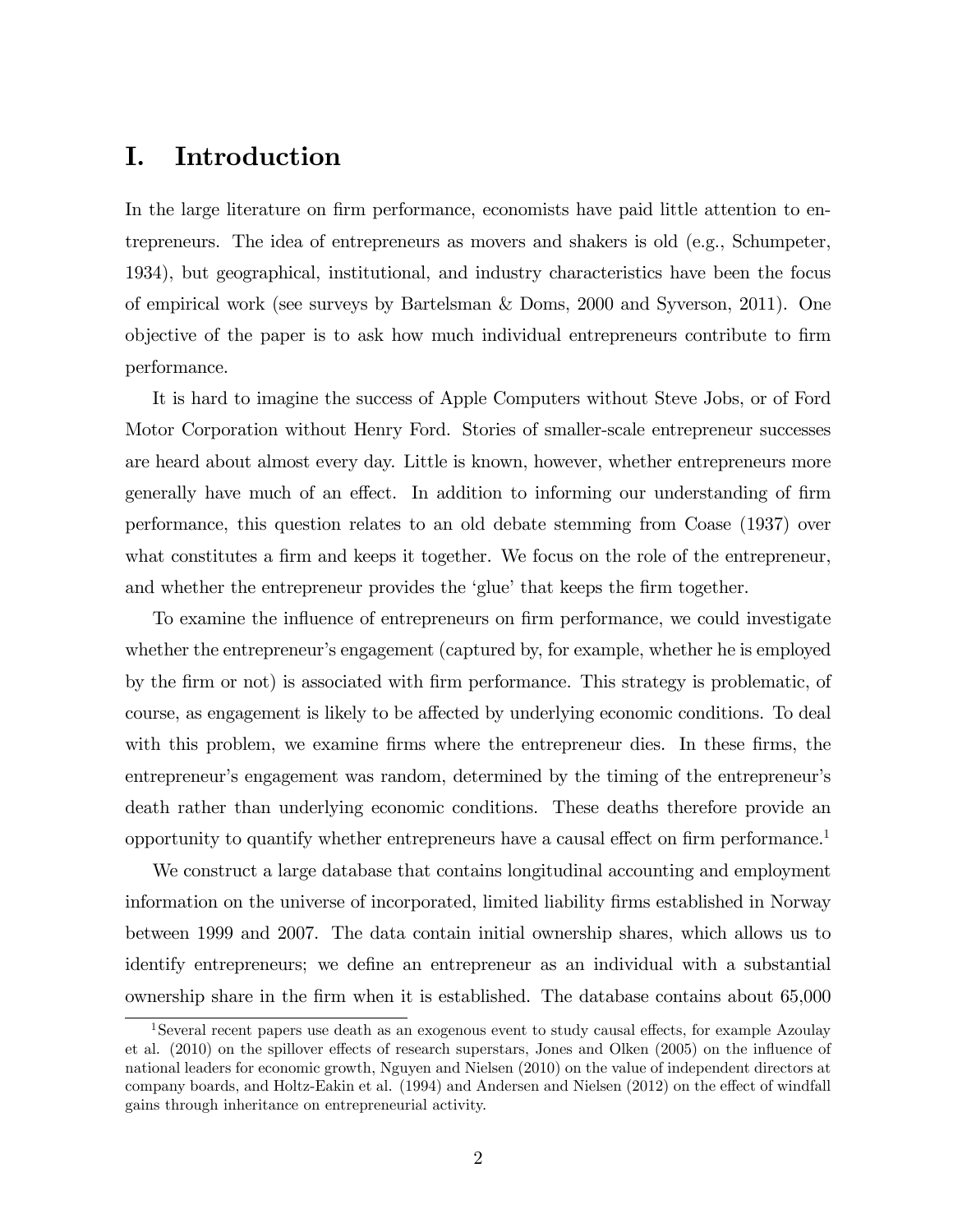# I. Introduction

In the large literature on firm performance, economists have paid little attention to entrepreneurs. The idea of entrepreneurs as movers and shakers is old (e.g., Schumpeter, 1934), but geographical, institutional, and industry characteristics have been the focus of empirical work (see surveys by Bartelsman & Doms, 2000 and Syverson, 2011). One objective of the paper is to ask how much individual entrepreneurs contribute to firm performance.

It is hard to imagine the success of Apple Computers without Steve Jobs, or of Ford Motor Corporation without Henry Ford. Stories of smaller-scale entrepreneur successes are heard about almost every day. Little is known, however, whether entrepreneurs more generally have much of an effect. In addition to informing our understanding of firm performance, this question relates to an old debate stemming from Coase (1937) over what constitutes a firm and keeps it together. We focus on the role of the entrepreneur, and whether the entrepreneur provides the 'glue' that keeps the firm together.

To examine the influence of entrepreneurs on firm performance, we could investigate whether the entrepreneur's engagement (captured by, for example, whether he is employed by the firm or not) is associated with firm performance. This strategy is problematic, of course, as engagement is likely to be affected by underlying economic conditions. To deal with this problem, we examine firms where the entrepreneur dies. In these firms, the entrepreneur's engagement was random, determined by the timing of the entrepreneur's death rather than underlying economic conditions. These deaths therefore provide an opportunity to quantify whether entrepreneurs have a causal effect on firm performance.[1]

We construct a large database that contains longitudinal accounting and employment information on the universe of incorporated, limited liability firms established in Norway between 1999 and 2007. The data contain initial ownership shares, which allows us to identify entrepreneurs; we define an entrepreneur as an individual with a substantial ownership share in the firm when it is established. The database contains about 65,000

[1] Several recent papers use death as an exogenous event to study causal effects, for example Azoulay et al. (2010) on the spillover effects of research superstars, Jones and Olken (2005) on the influence of national leaders for economic growth, Nguyen and Nielsen (2010) on the value of independent directors at company boards, and Holtz-Eakin et al. (1994) and Andersen and Nielsen (2012) on the effect of windfall gains through inheritance on entrepreneurial activity.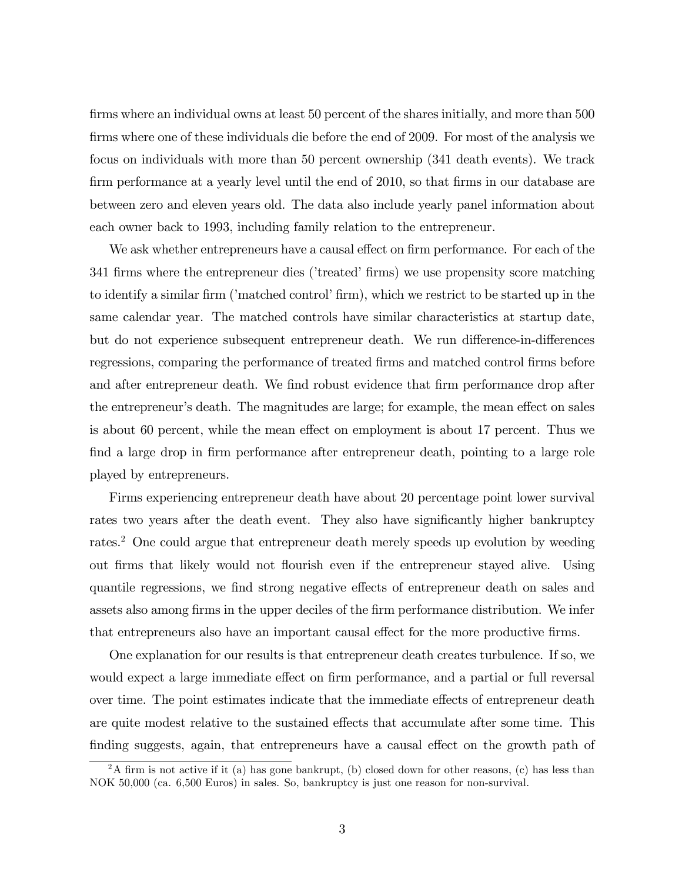firms where an individual owns at least 50 percent of the shares initially, and more than 500 firms where one of these individuals die before the end of 2009. For most of the analysis we focus on individuals with more than 50 percent ownership (341 death events). We track firm performance at a yearly level until the end of 2010, so that firms in our database are between zero and eleven years old. The data also include yearly panel information about each owner back to 1993, including family relation to the entrepreneur.

We ask whether entrepreneurs have a causal effect on firm performance. For each of the 341 firms where the entrepreneur dies ('treated' firms) we use propensity score matching to identify a similar firm ('matched control' firm), which we restrict to be started up in the same calendar year. The matched controls have similar characteristics at startup date, but do not experience subsequent entrepreneur death. We run difference-in-differences regressions, comparing the performance of treated firms and matched control firms before and after entrepreneur death. We find robust evidence that firm performance drop after the entrepreneur's death. The magnitudes are large; for example, the mean effect on sales is about 60 percent, while the mean effect on employment is about 17 percent. Thus we find a large drop in firm performance after entrepreneur death, pointing to a large role played by entrepreneurs.

Firms experiencing entrepreneur death have about 20 percentage point lower survival rates two years after the death event. They also have significantly higher bankruptcy rates.[2] One could argue that entrepreneur death merely speeds up evolution by weeding out firms that likely would not flourish even if the entrepreneur stayed alive. Using quantile regressions, we find strong negative effects of entrepreneur death on sales and assets also among firms in the upper deciles of the firm performance distribution. We infer that entrepreneurs also have an important causal effect for the more productive firms.

One explanation for our results is that entrepreneur death creates turbulence. If so, we would expect a large immediate effect on firm performance, and a partial or full reversal over time. The point estimates indicate that the immediate effects of entrepreneur death are quite modest relative to the sustained effects that accumulate after some time. This finding suggests, again, that entrepreneurs have a causal effect on the growth path of

[2] A firm is not active if it (a) has gone bankrupt, (b) closed down for other reasons, (c) has less than NOK 50,000 (ca. 6,500 Euros) in sales. So, bankruptcy is just one reason for non-survival.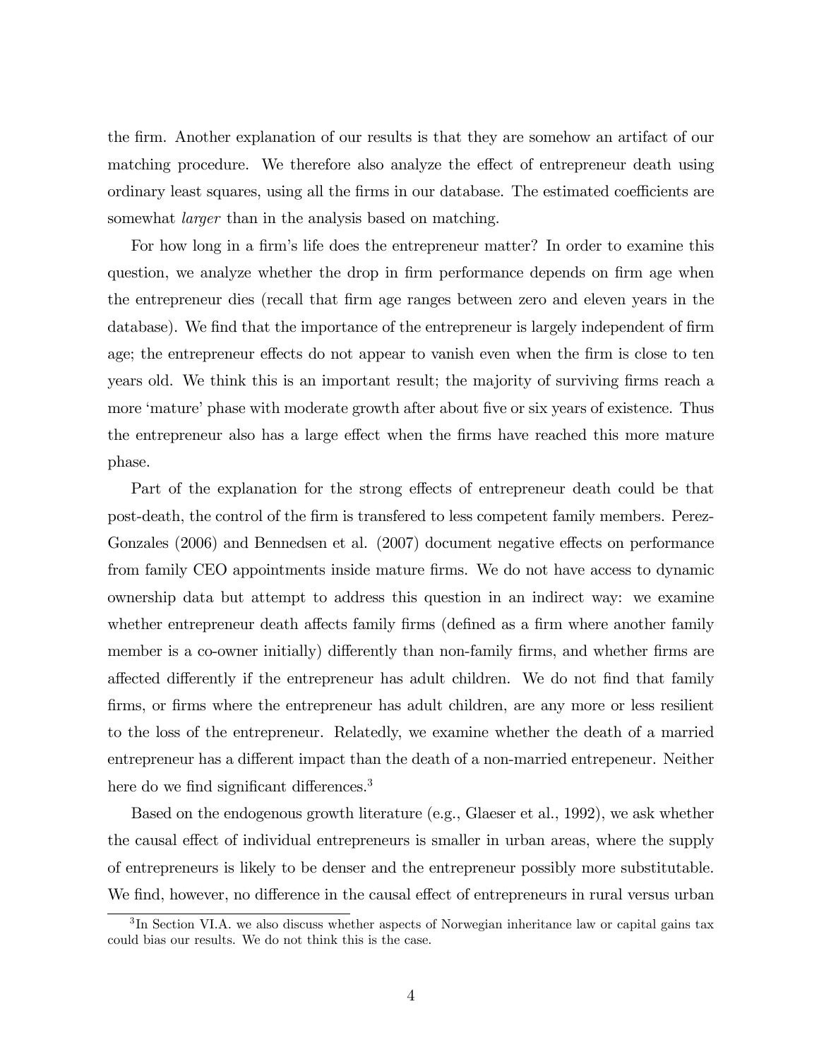the firm. Another explanation of our results is that they are somehow an artifact of our matching procedure. We therefore also analyze the effect of entrepreneur death using ordinary least squares, using all the firms in our database. The estimated coefficients are somewhat *larger* than in the analysis based on matching.

For how long in a firm's life does the entrepreneur matter? In order to examine this question, we analyze whether the drop in firm performance depends on firm age when the entrepreneur dies (recall that firm age ranges between zero and eleven years in the database). We find that the importance of the entrepreneur is largely independent of firm age; the entrepreneur effects do not appear to vanish even when the firm is close to ten years old. We think this is an important result; the majority of surviving firms reach a more 'mature' phase with moderate growth after about five or six years of existence. Thus the entrepreneur also has a large effect when the firms have reached this more mature phase.

Part of the explanation for the strong effects of entrepreneur death could be that post-death, the control of the firm is transfered to less competent family members. Perez-Gonzales (2006) and Bennedsen et al. (2007) document negative effects on performance from family CEO appointments inside mature firms. We do not have access to dynamic ownership data but attempt to address this question in an indirect way: we examine whether entrepreneur death affects family firms (defined as a firm where another family member is a co-owner initially) differently than non-family firms, and whether firms are affected differently if the entrepreneur has adult children. We do not find that family firms, or firms where the entrepreneur has adult children, are any more or less resilient to the loss of the entrepreneur. Relatedly, we examine whether the death of a married entrepreneur has a different impact than the death of a non-married entrepeneur. Neither here do we find significant differences.[3]

Based on the endogenous growth literature (e.g., Glaeser et al., 1992), we ask whether the causal effect of individual entrepreneurs is smaller in urban areas, where the supply of entrepreneurs is likely to be denser and the entrepreneur possibly more substitutable. We find, however, no difference in the causal effect of entrepreneurs in rural versus urban

[3] In Section VI.A. we also discuss whether aspects of Norwegian inheritance law or capital gains tax could bias our results. We do not think this is the case.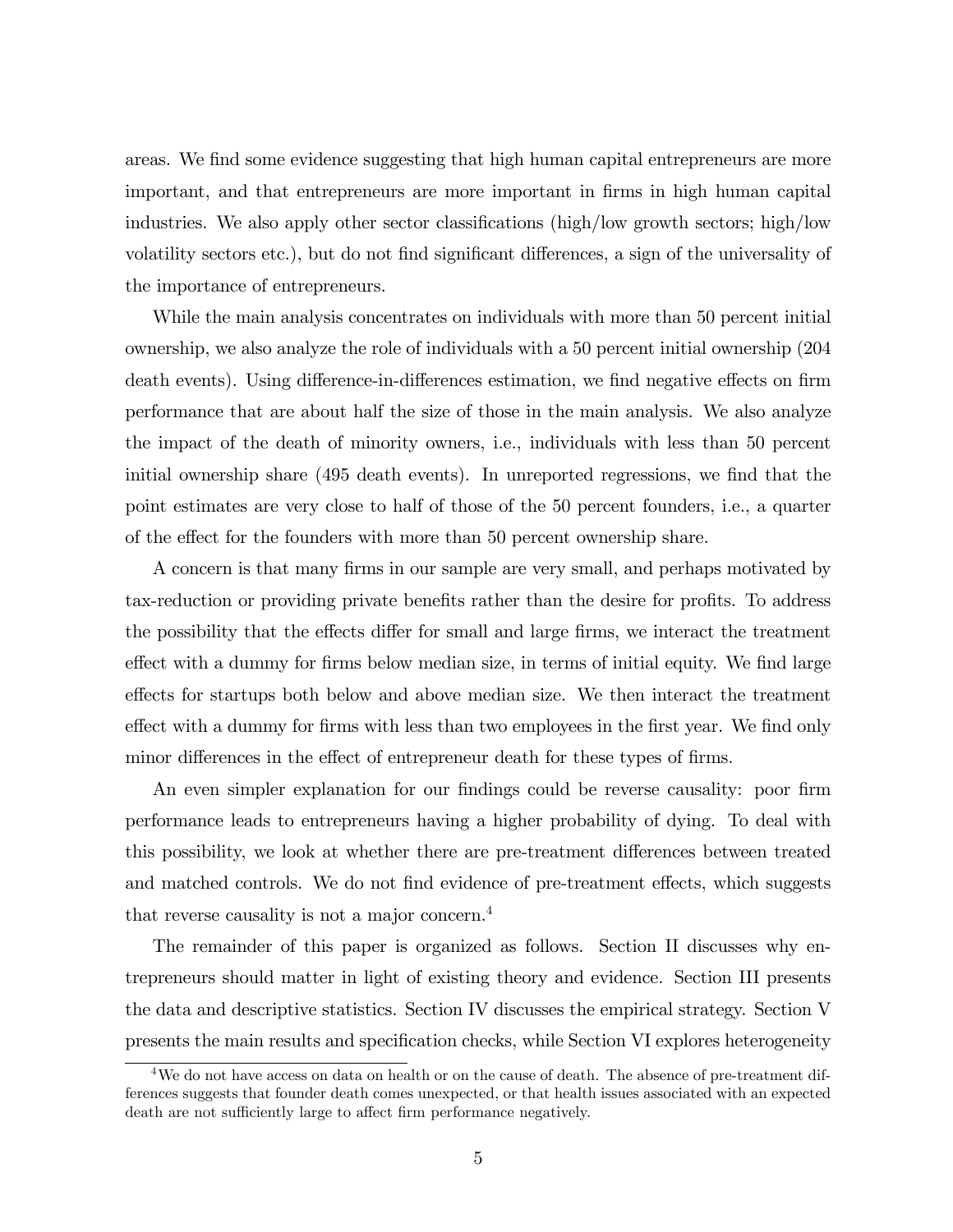areas. We find some evidence suggesting that high human capital entrepreneurs are more important, and that entrepreneurs are more important in firms in high human capital industries. We also apply other sector classifications (high/low growth sectors; high/low volatility sectors etc.), but do not find significant differences, a sign of the universality of the importance of entrepreneurs.

While the main analysis concentrates on individuals with more than 50 percent initial ownership, we also analyze the role of individuals with a 50 percent initial ownership (204 death events). Using difference-in-differences estimation, we find negative effects on firm performance that are about half the size of those in the main analysis. We also analyze the impact of the death of minority owners, i.e., individuals with less than 50 percent initial ownership share (495 death events). In unreported regressions, we find that the point estimates are very close to half of those of the 50 percent founders, i.e., a quarter of the effect for the founders with more than 50 percent ownership share.

A concern is that many firms in our sample are very small, and perhaps motivated by tax-reduction or providing private benefits rather than the desire for profits. To address the possibility that the effects differ for small and large firms, we interact the treatment effect with a dummy for firms below median size, in terms of initial equity. We find large effects for startups both below and above median size. We then interact the treatment effect with a dummy for firms with less than two employees in the first year. We find only minor differences in the effect of entrepreneur death for these types of firms.

An even simpler explanation for our findings could be reverse causality: poor firm performance leads to entrepreneurs having a higher probability of dying. To deal with this possibility, we look at whether there are pre-treatment differences between treated and matched controls. We do not find evidence of pre-treatment effects, which suggests that reverse causality is not a major concern.[4]

The remainder of this paper is organized as follows. Section II discusses why entrepreneurs should matter in light of existing theory and evidence. Section III presents the data and descriptive statistics. Section IV discusses the empirical strategy. Section V presents the main results and specification checks, while Section VI explores heterogeneity

[4] We do not have access on data on health or on the cause of death. The absence of pre-treatment differences suggests that founder death comes unexpected, or that health issues associated with an expected death are not sufficiently large to affect firm performance negatively.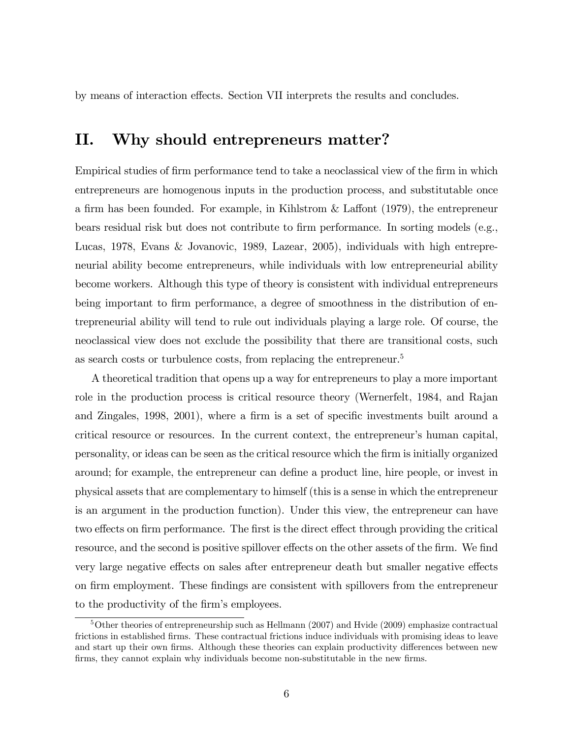by means of interaction effects. Section VII interprets the results and concludes.

## II. Why should entrepreneurs matter?

Empirical studies of firm performance tend to take a neoclassical view of the firm in which entrepreneurs are homogenous inputs in the production process, and substitutable once a firm has been founded. For example, in Kihlstrom & Laffont (1979), the entrepreneur bears residual risk but does not contribute to firm performance. In sorting models (e.g., Lucas, 1978, Evans & Jovanovic, 1989, Lazear, 2005), individuals with high entrepreneurial ability become entrepreneurs, while individuals with low entrepreneurial ability become workers. Although this type of theory is consistent with individual entrepreneurs being important to firm performance, a degree of smoothness in the distribution of entrepreneurial ability will tend to rule out individuals playing a large role. Of course, the neoclassical view does not exclude the possibility that there are transitional costs, such as search costs or turbulence costs, from replacing the entrepreneur.[5]

A theoretical tradition that opens up a way for entrepreneurs to play a more important role in the production process is critical resource theory (Wernerfelt, 1984, and Rajan and Zingales, 1998, 2001), where a firm is a set of specific investments built around a critical resource or resources. In the current context, the entrepreneur's human capital, personality, or ideas can be seen as the critical resource which the firm is initially organized around; for example, the entrepreneur can define a product line, hire people, or invest in physical assets that are complementary to himself (this is a sense in which the entrepreneur is an argument in the production function). Under this view, the entrepreneur can have two effects on firm performance. The first is the direct effect through providing the critical resource, and the second is positive spillover effects on the other assets of the firm. We find very large negative effects on sales after entrepreneur death but smaller negative effects on firm employment. These findings are consistent with spillovers from the entrepreneur to the productivity of the firm's employees.

[5] Other theories of entrepreneurship such as Hellmann (2007) and Hvide (2009) emphasize contractual frictions in established firms. These contractual frictions induce individuals with promising ideas to leave and start up their own firms. Although these theories can explain productivity differences between new firms, they cannot explain why individuals become non-substitutable in the new firms.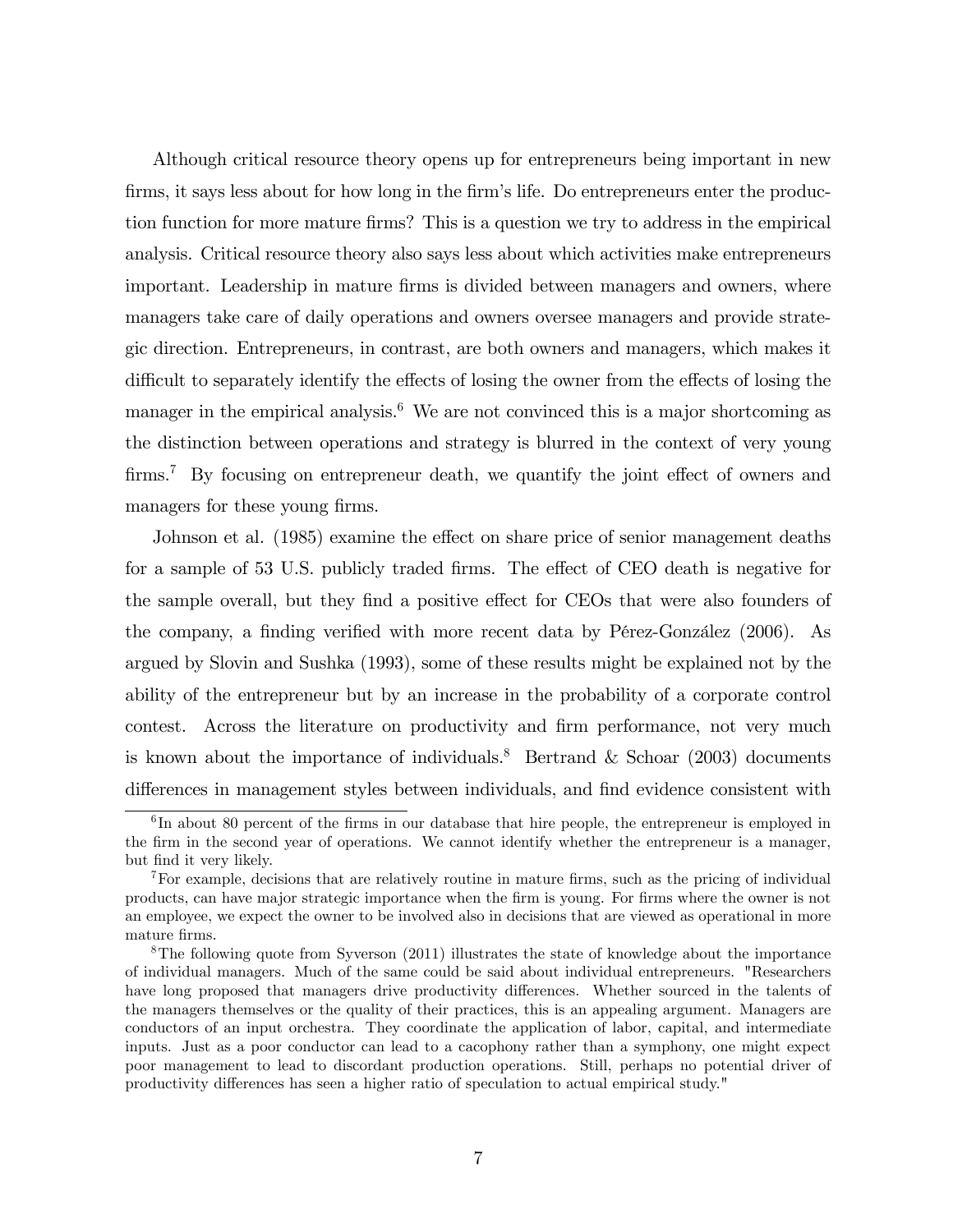Although critical resource theory opens up for entrepreneurs being important in new firms, it says less about for how long in the firm's life. Do entrepreneurs enter the production function for more mature firms? This is a question we try to address in the empirical analysis. Critical resource theory also says less about which activities make entrepreneurs important. Leadership in mature firms is divided between managers and owners, where managers take care of daily operations and owners oversee managers and provide strategic direction. Entrepreneurs, in contrast, are both owners and managers, which makes it difficult to separately identify the effects of losing the owner from the effects of losing the manager in the empirical analysis.[6] We are not convinced this is a major shortcoming as the distinction between operations and strategy is blurred in the context of very young firms.[7] By focusing on entrepreneur death, we quantify the joint effect of owners and managers for these young firms.

Johnson et al. (1985) examine the effect on share price of senior management deaths for a sample of 53 U.S. publicly traded firms. The effect of CEO death is negative for the sample overall, but they find a positive effect for CEOs that were also founders of the company, a finding verified with more recent data by Pérez-González (2006). As argued by Slovin and Sushka (1993), some of these results might be explained not by the ability of the entrepreneur but by an increase in the probability of a corporate control contest. Across the literature on productivity and firm performance, not very much is known about the importance of individuals.[8] Bertrand & Schoar (2003) documents differences in management styles between individuals, and find evidence consistent with

[6] In about 80 percent of the firms in our database that hire people, the entrepreneur is employed in the firm in the second year of operations. We cannot identify whether the entrepreneur is a manager, but find it very likely.

[7] For example, decisions that are relatively routine in mature firms, such as the pricing of individual products, can have major strategic importance when the firm is young. For firms where the owner is not an employee, we expect the owner to be involved also in decisions that are viewed as operational in more mature firms.

[8] The following quote from Syverson (2011) illustrates the state of knowledge about the importance of individual managers. Much of the same could be said about individual entrepreneurs. "Researchers have long proposed that managers drive productivity differences. Whether sourced in the talents of the managers themselves or the quality of their practices, this is an appealing argument. Managers are conductors of an input orchestra. They coordinate the application of labor, capital, and intermediate inputs. Just as a poor conductor can lead to a cacophony rather than a symphony, one might expect poor management to lead to discordant production operations. Still, perhaps no potential driver of productivity differences has seen a higher ratio of speculation to actual empirical study."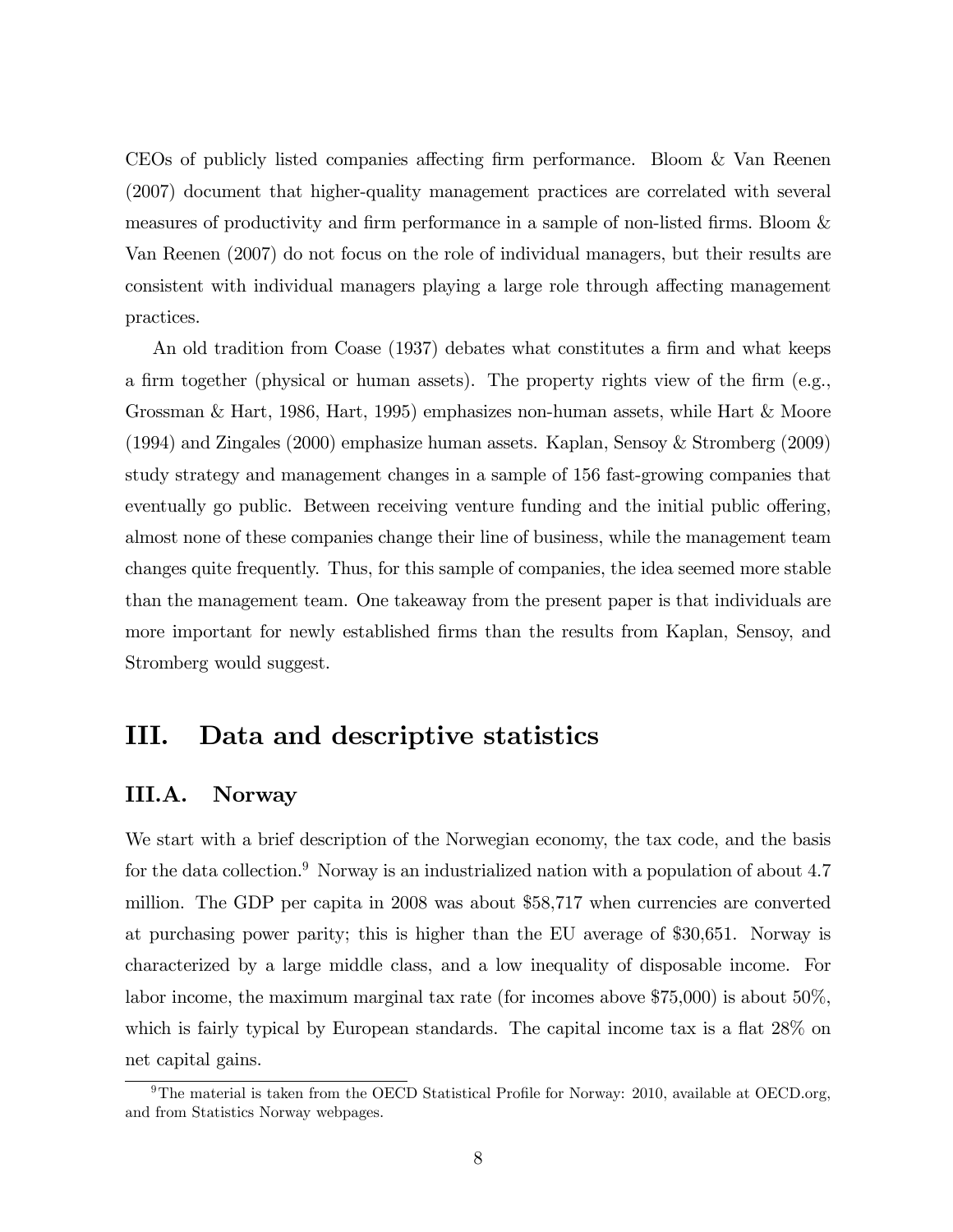CEOs of publicly listed companies affecting firm performance. Bloom & Van Reenen (2007) document that higher-quality management practices are correlated with several measures of productivity and firm performance in a sample of non-listed firms. Bloom & Van Reenen (2007) do not focus on the role of individual managers, but their results are consistent with individual managers playing a large role through affecting management practices.

An old tradition from Coase (1937) debates what constitutes a firm and what keeps a firm together (physical or human assets). The property rights view of the firm (e.g., Grossman & Hart, 1986, Hart, 1995) emphasizes non-human assets, while Hart & Moore (1994) and Zingales (2000) emphasize human assets. Kaplan, Sensoy & Stromberg (2009) study strategy and management changes in a sample of 156 fast-growing companies that eventually go public. Between receiving venture funding and the initial public offering, almost none of these companies change their line of business, while the management team changes quite frequently. Thus, for this sample of companies, the idea seemed more stable than the management team. One takeaway from the present paper is that individuals are more important for newly established firms than the results from Kaplan, Sensoy, and Stromberg would suggest.

## III. Data and descriptive statistics

### III.A. Norway

We start with a brief description of the Norwegian economy, the tax code, and the basis for the data collection.[9] Norway is an industrialized nation with a population of about 4.7 million. The GDP per capita in 2008 was about $58,717 when currencies are converted at purchasing power parity; this is higher than the EU average of $30,651. Norway is characterized by a large middle class, and a low inequality of disposable income. For labor income, the maximum marginal tax rate (for incomes above $75,000) is about 50%, which is fairly typical by European standards. The capital income tax is a flat 28% on net capital gains.

[9] The material is taken from the OECD Statistical Profile for Norway: 2010, available at OECD.org, and from Statistics Norway webpages.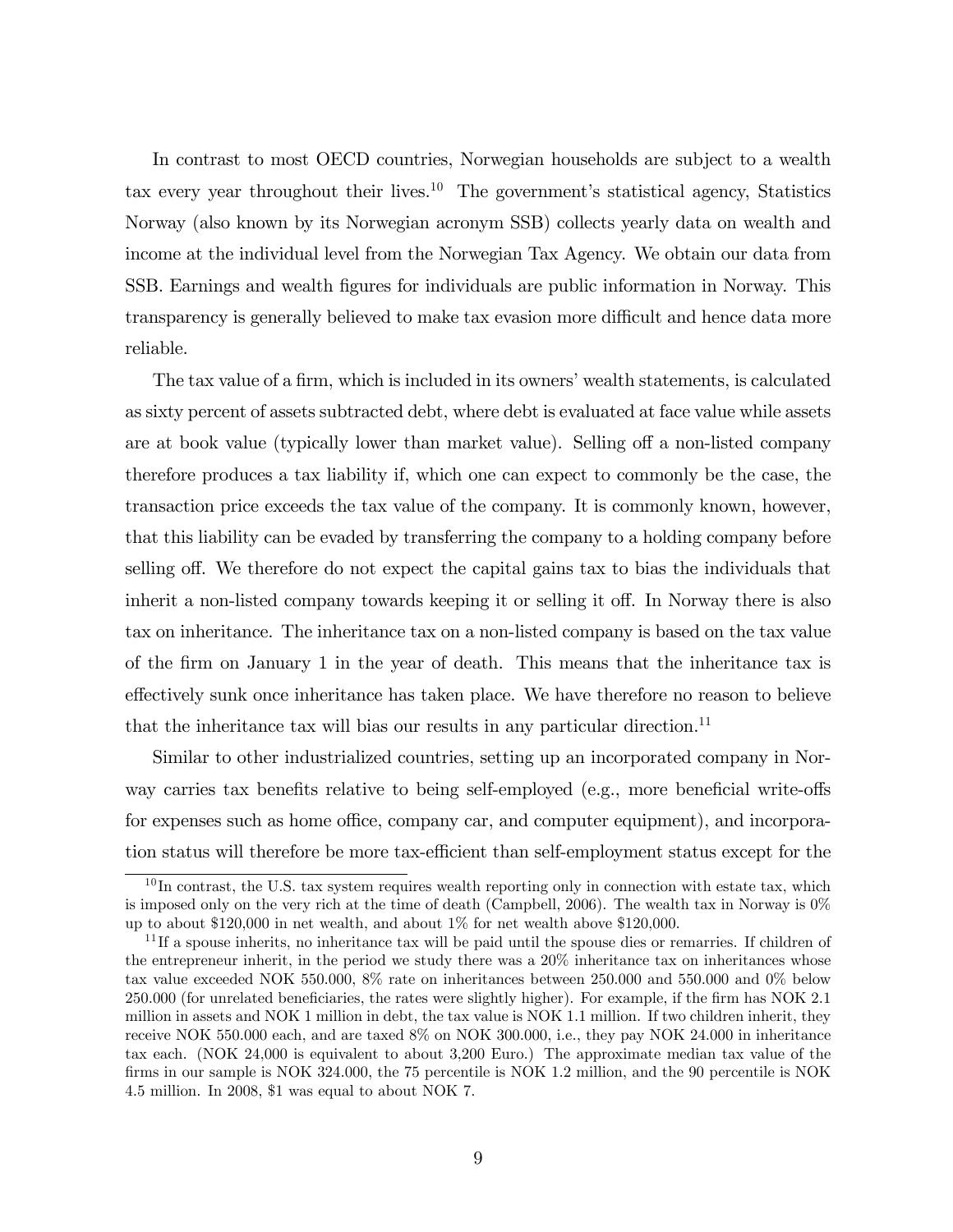In contrast to most OECD countries, Norwegian households are subject to a wealth tax every year throughout their lives.[10] The government's statistical agency, Statistics Norway (also known by its Norwegian acronym SSB) collects yearly data on wealth and income at the individual level from the Norwegian Tax Agency. We obtain our data from SSB. Earnings and wealth figures for individuals are public information in Norway. This transparency is generally believed to make tax evasion more difficult and hence data more reliable.

The tax value of a firm, which is included in its owners' wealth statements, is calculated as sixty percent of assets subtracted debt, where debt is evaluated at face value while assets are at book value (typically lower than market value). Selling off a non-listed company therefore produces a tax liability if, which one can expect to commonly be the case, the transaction price exceeds the tax value of the company. It is commonly known, however, that this liability can be evaded by transferring the company to a holding company before selling off. We therefore do not expect the capital gains tax to bias the individuals that inherit a non-listed company towards keeping it or selling it off. In Norway there is also tax on inheritance. The inheritance tax on a non-listed company is based on the tax value of the firm on January 1 in the year of death. This means that the inheritance tax is effectively sunk once inheritance has taken place. We have therefore no reason to believe that the inheritance tax will bias our results in any particular direction.[11]

Similar to other industrialized countries, setting up an incorporated company in Norway carries tax benefits relative to being self-employed (e.g., more beneficial write-offs for expenses such as home office, company car, and computer equipment), and incorporation status will therefore be more tax-efficient than self-employment status except for the

[10] In contrast, the U.S. tax system requires wealth reporting only in connection with estate tax, which is imposed only on the very rich at the time of death (Campbell, 2006). The wealth tax in Norway is 0% up to about \$120,000 in net wealth, and about 1% for net wealth above \$120,000.

[11] If a spouse inherits, no inheritance tax will be paid until the spouse dies or remarries. If children of the entrepreneur inherit, in the period we study there was a 20% inheritance tax on inheritances whose tax value exceeded NOK 550.000, 8% rate on inheritances between 250.000 and 550.000 and 0% below 250.000 (for unrelated beneficiaries, the rates were slightly higher). For example, if the firm has NOK 2.1 million in assets and NOK 1 million in debt, the tax value is NOK 1.1 million. If two children inherit, they receive NOK 550.000 each, and are taxed 8% on NOK 300.000, i.e., they pay NOK 24.000 in inheritance tax each. (NOK 24,000 is equivalent to about 3,200 Euro.) The approximate median tax value of the firms in our sample is NOK 324.000, the 75 percentile is NOK 1.2 million, and the 90 percentile is NOK 4.5 million. In 2008, \$1 was equal to about NOK 7.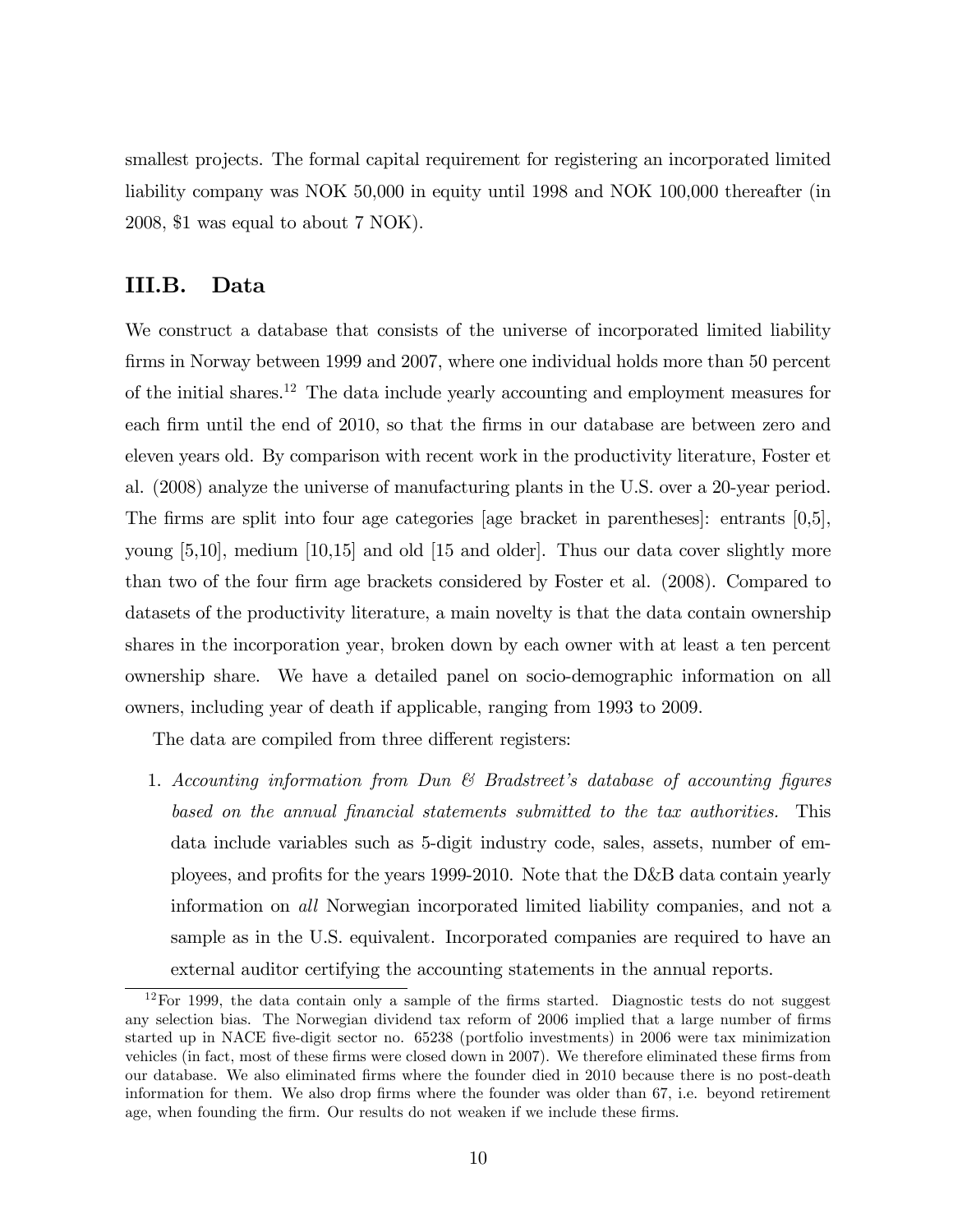smallest projects. The formal capital requirement for registering an incorporated limited liability company was NOK 50,000 in equity until 1998 and NOK 100,000 thereafter (in 2008, $1 was equal to about 7 NOK).

## III.B. Data

We construct a database that consists of the universe of incorporated limited liability firms in Norway between 1999 and 2007, where one individual holds more than 50 percent of the initial shares.[12] The data include yearly accounting and employment measures for each firm until the end of 2010, so that the firms in our database are between zero and eleven years old. By comparison with recent work in the productivity literature, Foster et al. (2008) analyze the universe of manufacturing plants in the U.S. over a 20-year period. The firms are split into four age categories [age bracket in parentheses]: entrants [0,5], young [5,10], medium [10,15] and old [15 and older]. Thus our data cover slightly more than two of the four firm age brackets considered by Foster et al. (2008). Compared to datasets of the productivity literature, a main novelty is that the data contain ownership shares in the incorporation year, broken down by each owner with at least a ten percent ownership share. We have a detailed panel on socio-demographic information on all owners, including year of death if applicable, ranging from 1993 to 2009.

The data are compiled from three different registers:

1. *Accounting information from Dun & Bradstreet's database of accounting figures based on the annual financial statements submitted to the tax authorities.* This data include variables such as 5-digit industry code, sales, assets, number of employees, and profits for the years 1999-2010. Note that the D&B data contain yearly information on *all* Norwegian incorporated limited liability companies, and not a sample as in the U.S. equivalent. Incorporated companies are required to have an external auditor certifying the accounting statements in the annual reports.

[12] For 1999, the data contain only a sample of the firms started. Diagnostic tests do not suggest any selection bias. The Norwegian dividend tax reform of 2006 implied that a large number of firms started up in NACE five-digit sector no. 65238 (portfolio investments) in 2006 were tax minimization vehicles (in fact, most of these firms were closed down in 2007). We therefore eliminated these firms from our database. We also eliminated firms where the founder died in 2010 because there is no post-death information for them. We also drop firms where the founder was older than 67, i.e. beyond retirement age, when founding the firm. Our results do not weaken if we include these firms.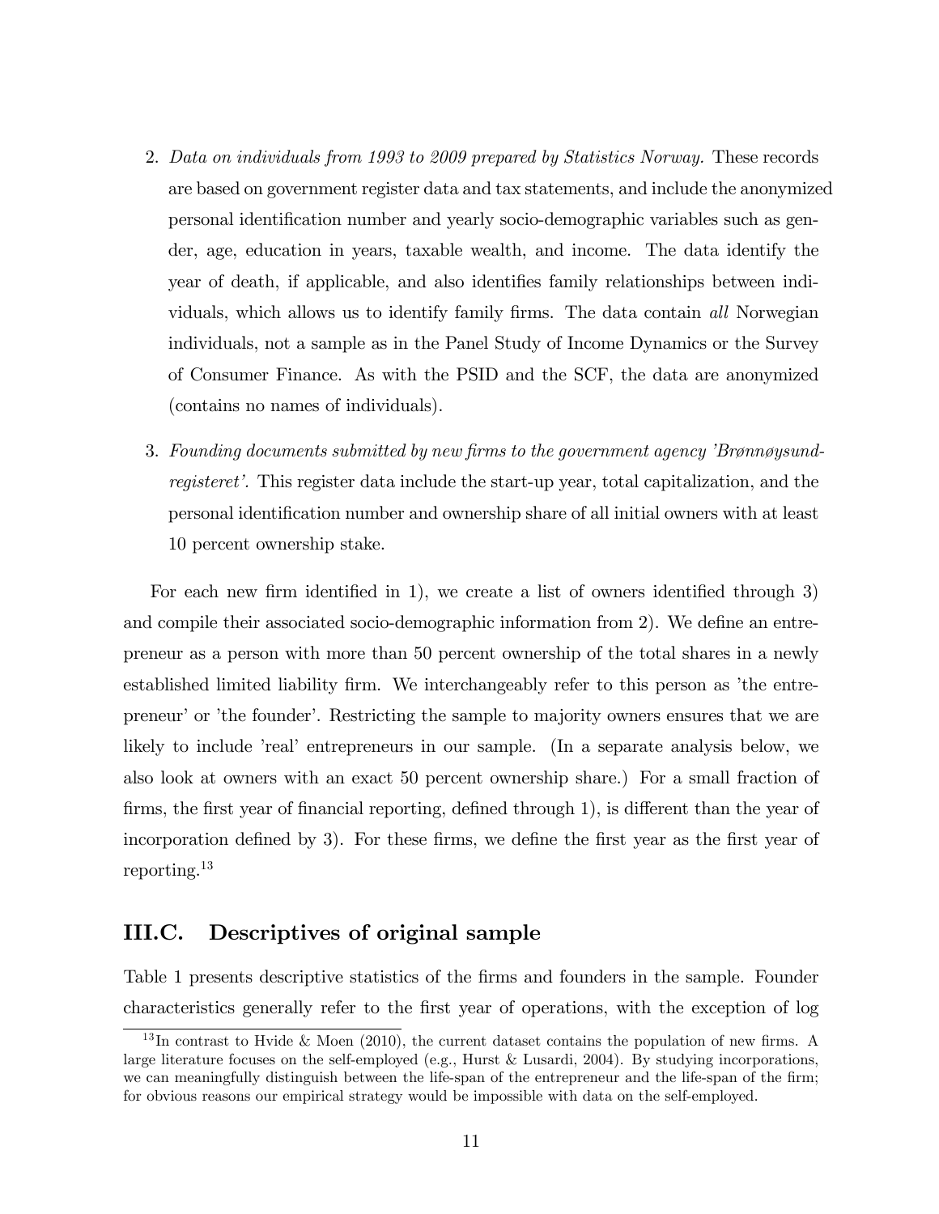2. *Data on individuals from 1993 to 2009 prepared by Statistics Norway.* These records are based on government register data and tax statements, and include the anonymized personal identification number and yearly socio-demographic variables such as gender, age, education in years, taxable wealth, and income. The data identify the year of death, if applicable, and also identifies family relationships between individuals, which allows us to identify family firms. The data contain *all* Norwegian individuals, not a sample as in the Panel Study of Income Dynamics or the Survey of Consumer Finance. As with the PSID and the SCF, the data are anonymized (contains no names of individuals).

3. *Founding documents submitted by new firms to the government agency 'Brønnøysundregisteret'.* This register data include the start-up year, total capitalization, and the personal identification number and ownership share of all initial owners with at least 10 percent ownership stake.

For each new firm identified in 1), we create a list of owners identified through 3) and compile their associated socio-demographic information from 2). We define an entrepreneur as a person with more than 50 percent ownership of the total shares in a newly established limited liability firm. We interchangeably refer to this person as 'the entrepreneur' or 'the founder'. Restricting the sample to majority owners ensures that we are likely to include 'real' entrepreneurs in our sample. (In a separate analysis below, we also look at owners with an exact 50 percent ownership share.) For a small fraction of firms, the first year of financial reporting, defined through 1), is different than the year of incorporation defined by 3). For these firms, we define the first year as the first year of reporting.[13]

## III.C. Descriptives of original sample

Table 1 presents descriptive statistics of the firms and founders in the sample. Founder characteristics generally refer to the first year of operations, with the exception of log

[13] In contrast to Hvide & Moen (2010), the current dataset contains the population of new firms. A large literature focuses on the self-employed (e.g., Hurst & Lusardi, 2004). By studying incorporations, we can meaningfully distinguish between the life-span of the entrepreneur and the life-span of the firm; for obvious reasons our empirical strategy would be impossible with data on the self-employed.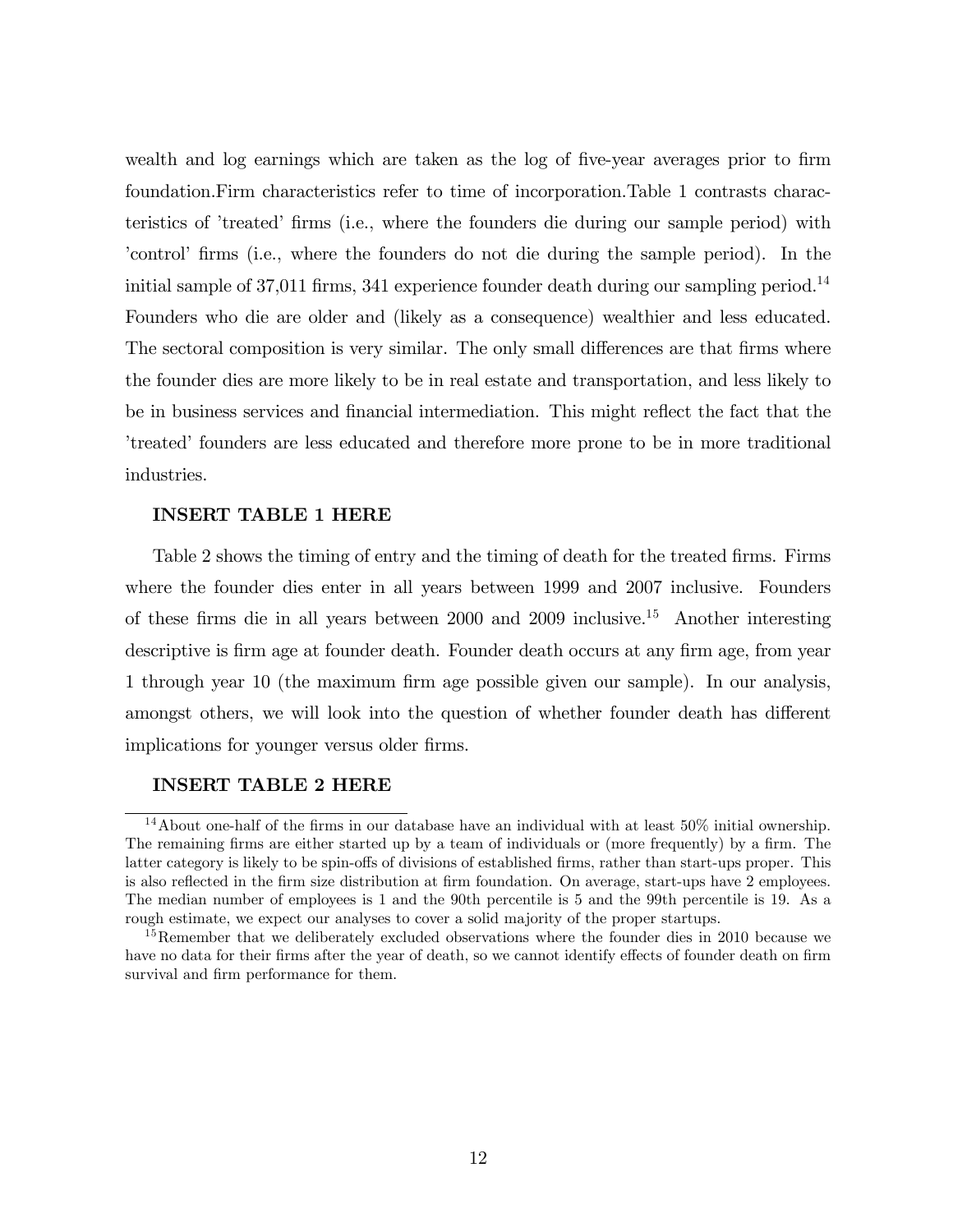wealth and log earnings which are taken as the log of five-year averages prior to firm foundation.Firm characteristics refer to time of incorporation.Table 1 contrasts characteristics of 'treated' firms (i.e., where the founders die during our sample period) with 'control' firms (i.e., where the founders do not die during the sample period). In the initial sample of 37,011 firms, 341 experience founder death during our sampling period.[14] Founders who die are older and (likely as a consequence) wealthier and less educated. The sectoral composition is very similar. The only small differences are that firms where the founder dies are more likely to be in real estate and transportation, and less likely to be in business services and financial intermediation. This might reflect the fact that the 'treated' founders are less educated and therefore more prone to be in more traditional industries.

**INSERT TABLE 1 HERE**

Table 2 shows the timing of entry and the timing of death for the treated firms. Firms where the founder dies enter in all years between 1999 and 2007 inclusive. Founders of these firms die in all years between 2000 and 2009 inclusive.[15] Another interesting descriptive is firm age at founder death. Founder death occurs at any firm age, from year 1 through year 10 (the maximum firm age possible given our sample). In our analysis, amongst others, we will look into the question of whether founder death has different implications for younger versus older firms.

**INSERT TABLE 2 HERE**

[14] About one-half of the firms in our database have an individual with at least 50% initial ownership. The remaining firms are either started up by a team of individuals or (more frequently) by a firm. The latter category is likely to be spin-offs of divisions of established firms, rather than start-ups proper. This is also reflected in the firm size distribution at firm foundation. On average, start-ups have 2 employees. The median number of employees is 1 and the 90th percentile is 5 and the 99th percentile is 19. As a rough estimate, we expect our analyses to cover a solid majority of the proper startups.

[15] Remember that we deliberately excluded observations where the founder dies in 2010 because we have no data for their firms after the year of death, so we cannot identify effects of founder death on firm survival and firm performance for them.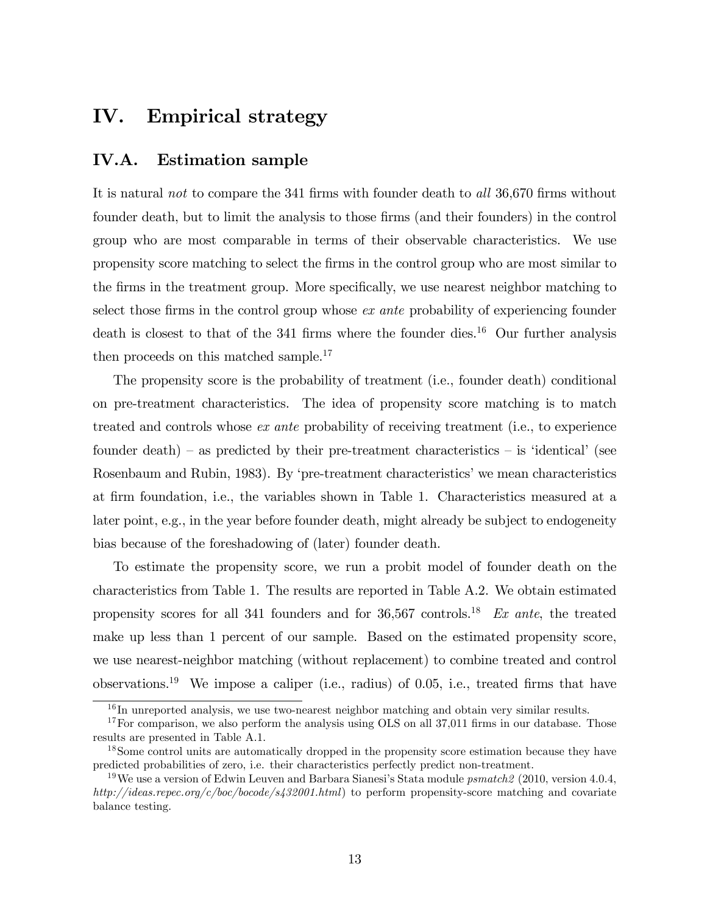# IV. Empirical strategy

## IV.A. Estimation sample

It is natural *not* to compare the 341 firms with founder death to *all* 36,670 firms without founder death, but to limit the analysis to those firms (and their founders) in the control group who are most comparable in terms of their observable characteristics. We use propensity score matching to select the firms in the control group who are most similar to the firms in the treatment group. More specifically, we use nearest neighbor matching to select those firms in the control group whose *ex ante* probability of experiencing founder death is closest to that of the 341 firms where the founder dies.[16] Our further analysis then proceeds on this matched sample.[17]

The propensity score is the probability of treatment (i.e., founder death) conditional on pre-treatment characteristics. The idea of propensity score matching is to match treated and controls whose *ex ante* probability of receiving treatment (i.e., to experience founder death) – as predicted by their pre-treatment characteristics – is 'identical' (see Rosenbaum and Rubin, 1983). By 'pre-treatment characteristics' we mean characteristics at firm foundation, i.e., the variables shown in Table 1. Characteristics measured at a later point, e.g., in the year before founder death, might already be subject to endogeneity bias because of the foreshadowing of (later) founder death.

To estimate the propensity score, we run a probit model of founder death on the characteristics from Table 1. The results are reported in Table A.2. We obtain estimated propensity scores for all 341 founders and for 36,567 controls.[18] *Ex ante*, the treated make up less than 1 percent of our sample. Based on the estimated propensity score, we use nearest-neighbor matching (without replacement) to combine treated and control observations.[19] We impose a caliper (i.e., radius) of 0.05, i.e., treated firms that have

[16] In unreported analysis, we use two-nearest neighbor matching and obtain very similar results.

[17] For comparison, we also perform the analysis using OLS on all 37,011 firms in our database. Those results are presented in Table A.1.

[18] Some control units are automatically dropped in the propensity score estimation because they have predicted probabilities of zero, i.e. their characteristics perfectly predict non-treatment.

[19] We use a version of Edwin Leuven and Barbara Sianesi's Stata module *psmatch2* (2010, version 4.0.4, *http://ideas.repec.org/c/boc/bocode/s432001.html*) to perform propensity-score matching and covariate balance testing.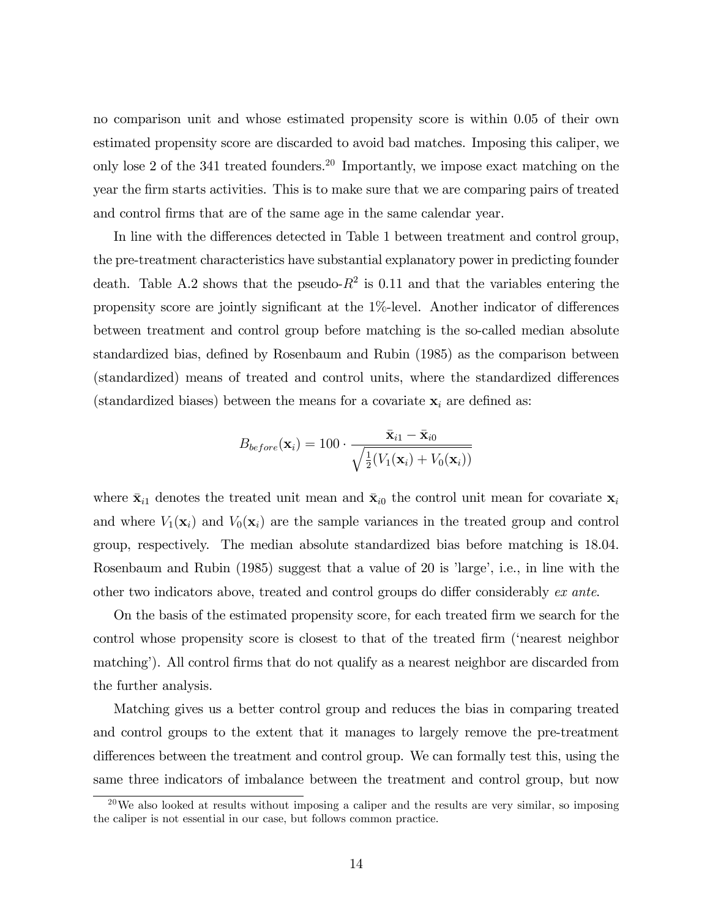no comparison unit and whose estimated propensity score is within 0.05 of their own estimated propensity score are discarded to avoid bad matches. Imposing this caliper, we only lose 2 of the 341 treated founders.[20] Importantly, we impose exact matching on the year the firm starts activities. This is to make sure that we are comparing pairs of treated and control firms that are of the same age in the same calendar year.

In line with the differences detected in Table 1 between treatment and control group, the pre-treatment characteristics have substantial explanatory power in predicting founder death. Table A.2 shows that the pseudo-$R^2$ is 0.11 and that the variables entering the propensity score are jointly significant at the 1%-level. Another indicator of differences between treatment and control group before matching is the so-called median absolute standardized bias, defined by Rosenbaum and Rubin (1985) as the comparison between (standardized) means of treated and control units, where the standardized differences (standardized biases) between the means for a covariate $\mathbf{x}_i$ are defined as:

$$B_{before}(\mathbf{x}_i) = 100 \cdot \frac{\bar{\mathbf{x}}_{i1} - \bar{\mathbf{x}}_{i0}}{\sqrt{\frac{1}{2}(V_1(\mathbf{x}_i) + V_0(\mathbf{x}_i))}}$$

where $\bar{\mathbf{x}}_{i1}$ denotes the treated unit mean and $\bar{\mathbf{x}}_{i0}$ the control unit mean for covariate $\mathbf{x}_i$ and where $V_1(\mathbf{x}_i)$ and $V_0(\mathbf{x}_i)$ are the sample variances in the treated group and control group, respectively. The median absolute standardized bias before matching is 18.04. Rosenbaum and Rubin (1985) suggest that a value of 20 is 'large', i.e., in line with the other two indicators above, treated and control groups do differ considerably *ex ante*.

On the basis of the estimated propensity score, for each treated firm we search for the control whose propensity score is closest to that of the treated firm ('nearest neighbor matching'). All control firms that do not qualify as a nearest neighbor are discarded from the further analysis.

Matching gives us a better control group and reduces the bias in comparing treated and control groups to the extent that it manages to largely remove the pre-treatment differences between the treatment and control group. We can formally test this, using the same three indicators of imbalance between the treatment and control group, but now

[20] We also looked at results without imposing a caliper and the results are very similar, so imposing the caliper is not essential in our case, but follows common practice.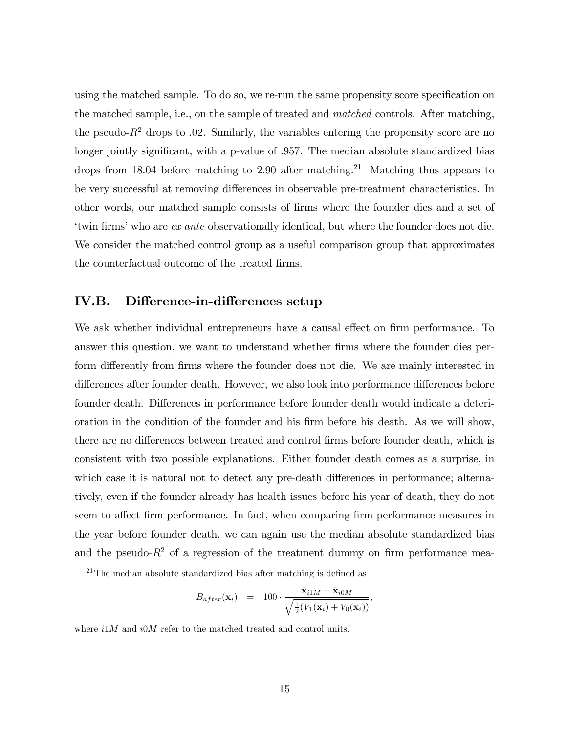using the matched sample. To do so, we re-run the same propensity score specification on the matched sample, i.e., on the sample of treated and *matched* controls. After matching, the pseudo-$R^2$ drops to .02. Similarly, the variables entering the propensity score are no longer jointly significant, with a p-value of .957. The median absolute standardized bias drops from 18.04 before matching to 2.90 after matching.[21] Matching thus appears to be very successful at removing differences in observable pre-treatment characteristics. In other words, our matched sample consists of firms where the founder dies and a set of 'twin firms' who are *ex ante* observationally identical, but where the founder does not die. We consider the matched control group as a useful comparison group that approximates the counterfactual outcome of the treated firms.

## IV.B. Difference-in-differences setup

We ask whether individual entrepreneurs have a causal effect on firm performance. To answer this question, we want to understand whether firms where the founder dies perform differently from firms where the founder does not die. We are mainly interested in differences after founder death. However, we also look into performance differences before founder death. Differences in performance before founder death would indicate a deterioration in the condition of the founder and his firm before his death. As we will show, there are no differences between treated and control firms before founder death, which is consistent with two possible explanations. Either founder death comes as a surprise, in which case it is natural not to detect any pre-death differences in performance; alternatively, even if the founder already has health issues before his year of death, they do not seem to affect firm performance. In fact, when comparing firm performance measures in the year before founder death, we can again use the median absolute standardized bias and the pseudo-$R^2$ of a regression of the treatment dummy on firm performance mea-

[21] The median absolute standardized bias after matching is defined as

$$B_{after}(\mathbf{x}_i) = 100 \cdot \frac{\bar{\mathbf{x}}_{i1M} - \bar{\mathbf{x}}_{i0M}}{\sqrt{\frac{1}{2}(V_1(\mathbf{x}_i) + V_0(\mathbf{x}_i))}},$$

where $i1M$ and $i0M$ refer to the matched treated and control units.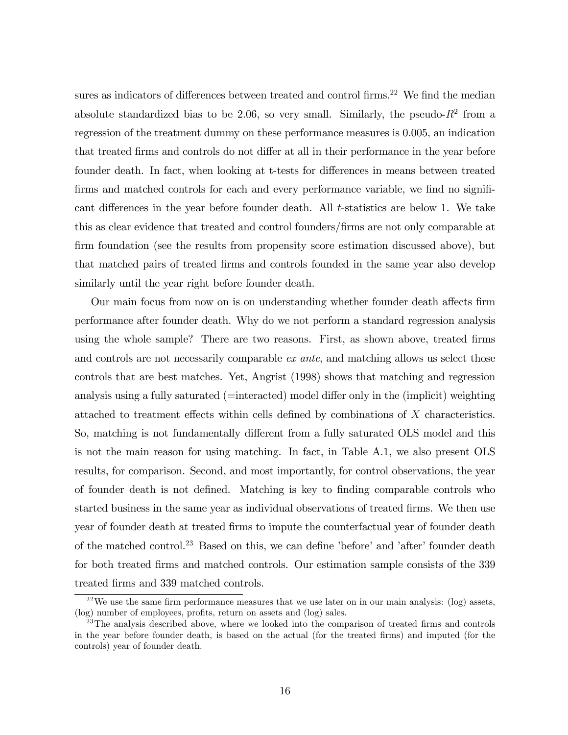sures as indicators of differences between treated and control firms.[22] We find the median absolute standardized bias to be 2.06, so very small. Similarly, the pseudo-$R^2$ from a regression of the treatment dummy on these performance measures is 0.005, an indication that treated firms and controls do not differ at all in their performance in the year before founder death. In fact, when looking at t-tests for differences in means between treated firms and matched controls for each and every performance variable, we find no significant differences in the year before founder death. All $t$-statistics are below 1. We take this as clear evidence that treated and control founders/firms are not only comparable at firm foundation (see the results from propensity score estimation discussed above), but that matched pairs of treated firms and controls founded in the same year also develop similarly until the year right before founder death.

Our main focus from now on is on understanding whether founder death affects firm performance after founder death. Why do we not perform a standard regression analysis using the whole sample? There are two reasons. First, as shown above, treated firms and controls are not necessarily comparable *ex ante*, and matching allows us select those controls that are best matches. Yet, Angrist (1998) shows that matching and regression analysis using a fully saturated (=interacted) model differ only in the (implicit) weighting attached to treatment effects within cells defined by combinations of $X$ characteristics. So, matching is not fundamentally different from a fully saturated OLS model and this is not the main reason for using matching. In fact, in Table A.1, we also present OLS results, for comparison. Second, and most importantly, for control observations, the year of founder death is not defined. Matching is key to finding comparable controls who started business in the same year as individual observations of treated firms. We then use year of founder death at treated firms to impute the counterfactual year of founder death of the matched control.[23] Based on this, we can define 'before' and 'after' founder death for both treated firms and matched controls. Our estimation sample consists of the 339 treated firms and 339 matched controls.

[22] We use the same firm performance measures that we use later on in our main analysis: (log) assets, (log) number of employees, profits, return on assets and (log) sales.

[23] The analysis described above, where we looked into the comparison of treated firms and controls in the year before founder death, is based on the actual (for the treated firms) and imputed (for the controls) year of founder death.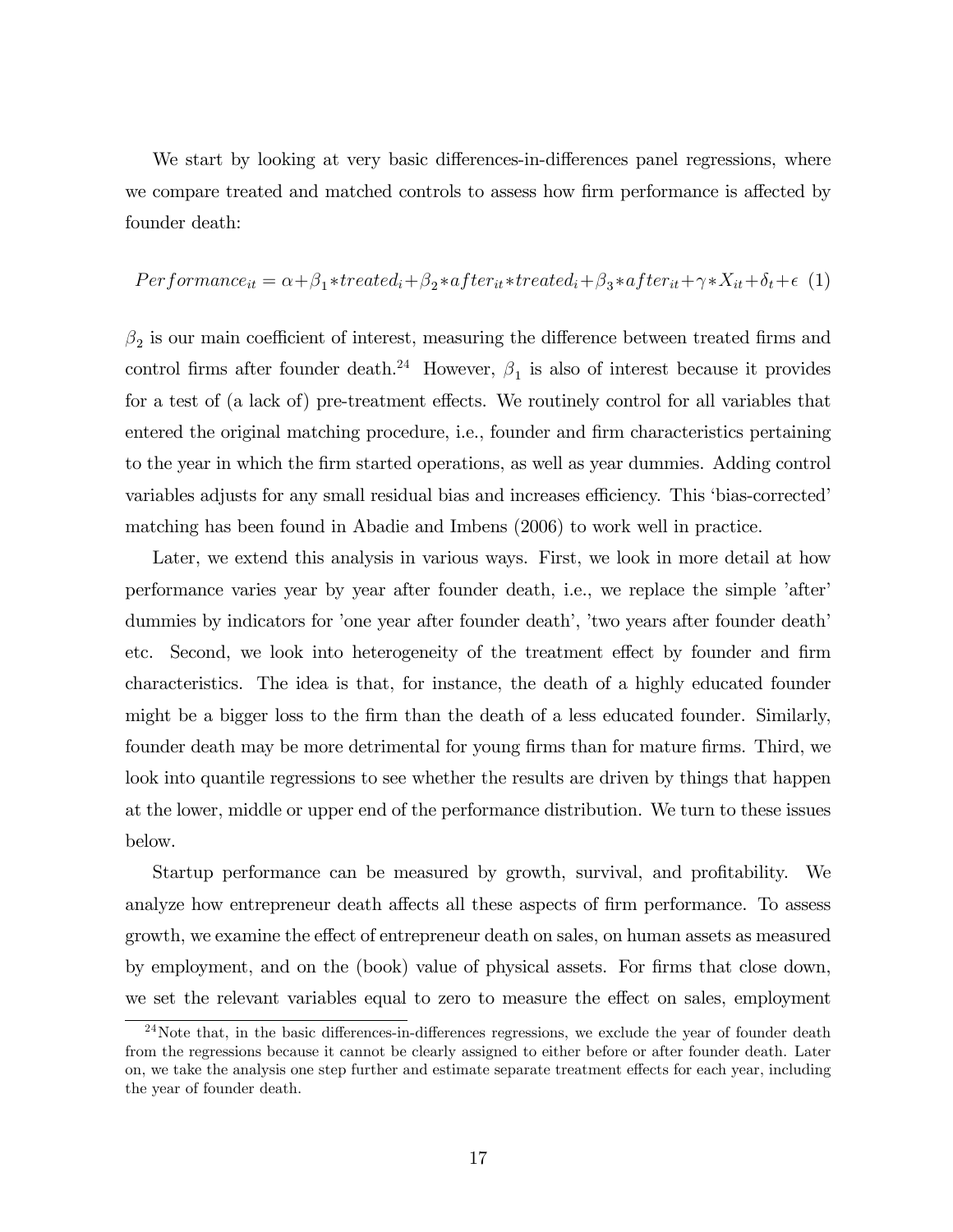We start by looking at very basic differences-in-differences panel regressions, where we compare treated and matched controls to assess how firm performance is affected by founder death:

$$Performance_{it} = \alpha + \beta_1 * treated_i + \beta_2 * after_{it} * treated_i + \beta_3 * after_{it} + \gamma * X_{it} + \delta_t + \epsilon \quad (1)$$

$\beta_2$ is our main coefficient of interest, measuring the difference between treated firms and control firms after founder death.[24] However, $\beta_1$ is also of interest because it provides for a test of (a lack of) pre-treatment effects. We routinely control for all variables that entered the original matching procedure, i.e., founder and firm characteristics pertaining to the year in which the firm started operations, as well as year dummies. Adding control variables adjusts for any small residual bias and increases efficiency. This 'bias-corrected' matching has been found in Abadie and Imbens (2006) to work well in practice.

Later, we extend this analysis in various ways. First, we look in more detail at how performance varies year by year after founder death, i.e., we replace the simple 'after' dummies by indicators for 'one year after founder death', 'two years after founder death' etc. Second, we look into heterogeneity of the treatment effect by founder and firm characteristics. The idea is that, for instance, the death of a highly educated founder might be a bigger loss to the firm than the death of a less educated founder. Similarly, founder death may be more detrimental for young firms than for mature firms. Third, we look into quantile regressions to see whether the results are driven by things that happen at the lower, middle or upper end of the performance distribution. We turn to these issues below.

Startup performance can be measured by growth, survival, and profitability. We analyze how entrepreneur death affects all these aspects of firm performance. To assess growth, we examine the effect of entrepreneur death on sales, on human assets as measured by employment, and on the (book) value of physical assets. For firms that close down, we set the relevant variables equal to zero to measure the effect on sales, employment

[24] Note that, in the basic differences-in-differences regressions, we exclude the year of founder death from the regressions because it cannot be clearly assigned to either before or after founder death. Later on, we take the analysis one step further and estimate separate treatment effects for each year, including the year of founder death.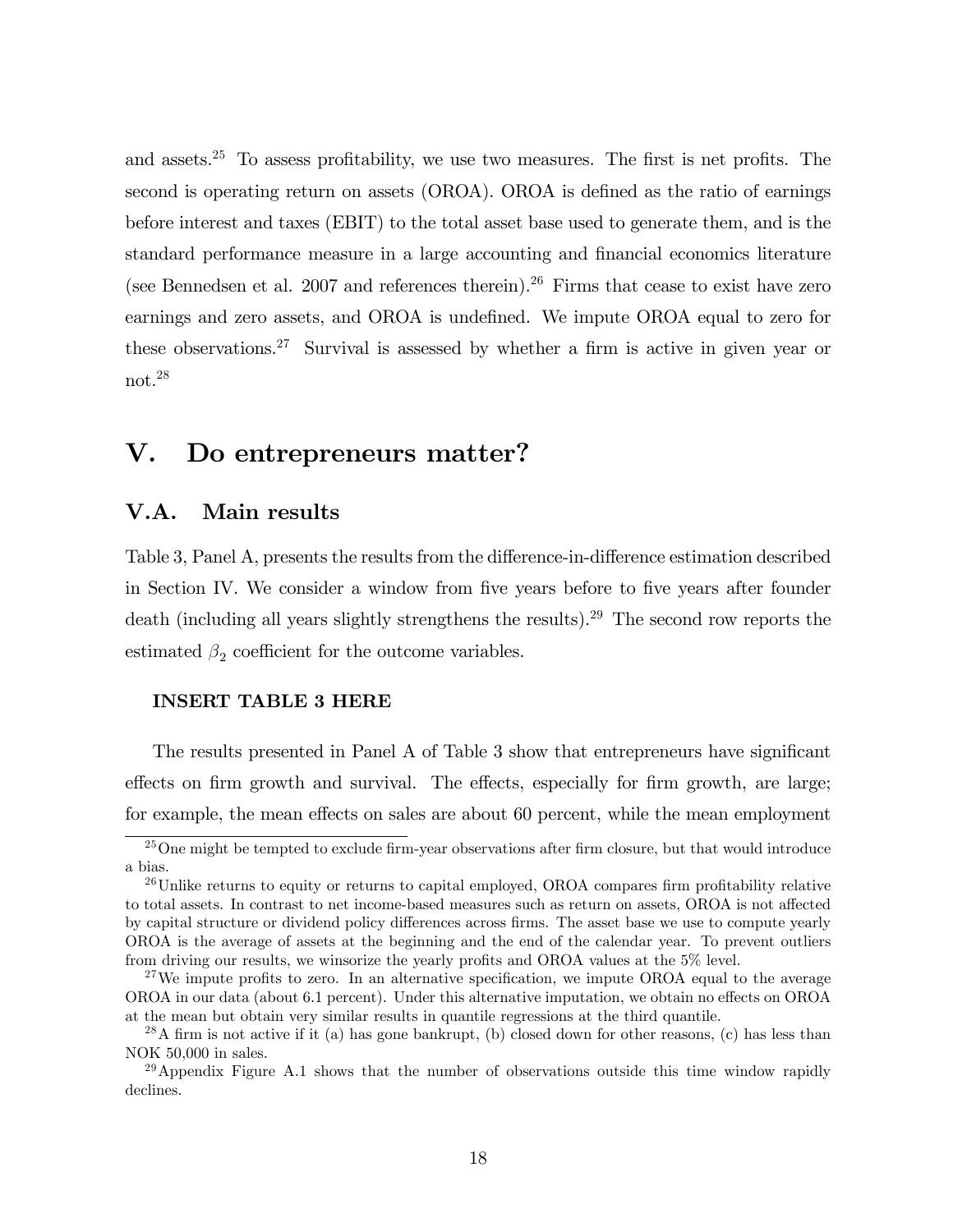and assets.[25] To assess profitability, we use two measures. The first is net profits. The second is operating return on assets (OROA). OROA is defined as the ratio of earnings before interest and taxes (EBIT) to the total asset base used to generate them, and is the standard performance measure in a large accounting and financial economics literature (see Bennedsen et al. 2007 and references therein).[26] Firms that cease to exist have zero earnings and zero assets, and OROA is undefined. We impute OROA equal to zero for these observations.[27] Survival is assessed by whether a firm is active in given year or not.[28]

# V. Do entrepreneurs matter?

## V.A. Main results

Table 3, Panel A, presents the results from the difference-in-difference estimation described in Section IV. We consider a window from five years before to five years after founder death (including all years slightly strengthens the results).[29] The second row reports the estimated $\beta_2$ coefficient for the outcome variables.

**INSERT TABLE 3 HERE**

The results presented in Panel A of Table 3 show that entrepreneurs have significant effects on firm growth and survival. The effects, especially for firm growth, are large; for example, the mean effects on sales are about 60 percent, while the mean employment

[25] One might be tempted to exclude firm-year observations after firm closure, but that would introduce a bias.

[26] Unlike returns to equity or returns to capital employed, OROA compares firm profitability relative to total assets. In contrast to net income-based measures such as return on assets, OROA is not affected by capital structure or dividend policy differences across firms. The asset base we use to compute yearly OROA is the average of assets at the beginning and the end of the calendar year. To prevent outliers from driving our results, we winsorize the yearly profits and OROA values at the 5% level.

[27] We impute profits to zero. In an alternative specification, we impute OROA equal to the average OROA in our data (about 6.1 percent). Under this alternative imputation, we obtain no effects on OROA at the mean but obtain very similar results in quantile regressions at the third quantile.

[28] A firm is not active if it (a) has gone bankrupt, (b) closed down for other reasons, (c) has less than NOK 50,000 in sales.

[29] Appendix Figure A.1 shows that the number of observations outside this time window rapidly declines.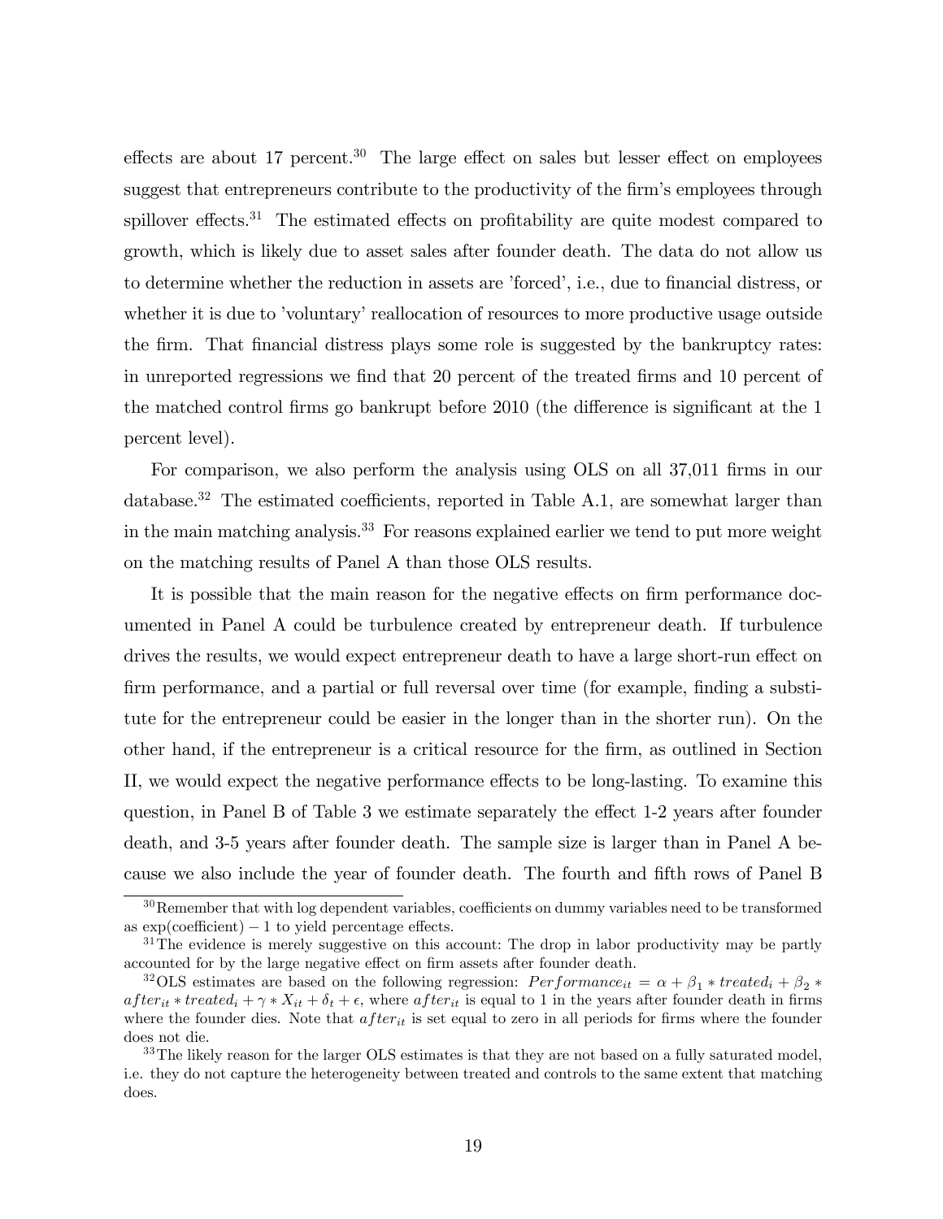effects are about 17 percent.[30] The large effect on sales but lesser effect on employees suggest that entrepreneurs contribute to the productivity of the firm's employees through spillover effects.[31] The estimated effects on profitability are quite modest compared to growth, which is likely due to asset sales after founder death. The data do not allow us to determine whether the reduction in assets are 'forced', i.e., due to financial distress, or whether it is due to 'voluntary' reallocation of resources to more productive usage outside the firm. That financial distress plays some role is suggested by the bankruptcy rates: in unreported regressions we find that 20 percent of the treated firms and 10 percent of the matched control firms go bankrupt before 2010 (the difference is significant at the 1 percent level).

For comparison, we also perform the analysis using OLS on all 37,011 firms in our database.[32] The estimated coefficients, reported in Table A.1, are somewhat larger than in the main matching analysis.[33] For reasons explained earlier we tend to put more weight on the matching results of Panel A than those OLS results.

It is possible that the main reason for the negative effects on firm performance documented in Panel A could be turbulence created by entrepreneur death. If turbulence drives the results, we would expect entrepreneur death to have a large short-run effect on firm performance, and a partial or full reversal over time (for example, finding a substitute for the entrepreneur could be easier in the longer than in the shorter run). On the other hand, if the entrepreneur is a critical resource for the firm, as outlined in Section II, we would expect the negative performance effects to be long-lasting. To examine this question, in Panel B of Table 3 we estimate separately the effect 1-2 years after founder death, and 3-5 years after founder death. The sample size is larger than in Panel A because we also include the year of founder death. The fourth and fifth rows of Panel B

---

[30] Remember that with log dependent variables, coefficients on dummy variables need to be transformed as exp(coefficient) − 1 to yield percentage effects.

[31] The evidence is merely suggestive on this account: The drop in labor productivity may be partly accounted for by the large negative effect on firm assets after founder death.

[32] OLS estimates are based on the following regression: $Performance_{it} = \alpha + \beta_1 * treated_i + \beta_2 * after_{it} * treated_i + \gamma * X_{it} + \delta_t + \epsilon$, where $after_{it}$ is equal to 1 in the years after founder death in firms where the founder dies. Note that $after_{it}$ is set equal to zero in all periods for firms where the founder does not die.

[33] The likely reason for the larger OLS estimates is that they are not based on a fully saturated model, i.e. they do not capture the heterogeneity between treated and controls to the same extent that matching does.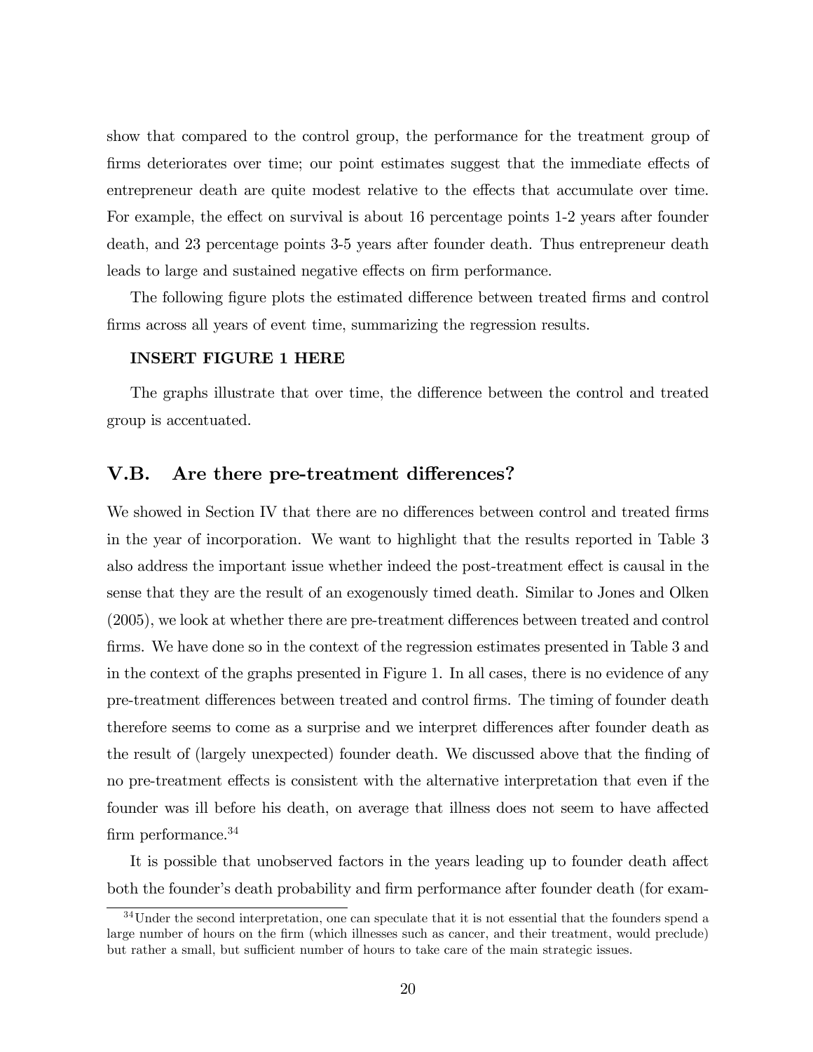show that compared to the control group, the performance for the treatment group of firms deteriorates over time; our point estimates suggest that the immediate effects of entrepreneur death are quite modest relative to the effects that accumulate over time. For example, the effect on survival is about 16 percentage points 1-2 years after founder death, and 23 percentage points 3-5 years after founder death. Thus entrepreneur death leads to large and sustained negative effects on firm performance.

The following figure plots the estimated difference between treated firms and control firms across all years of event time, summarizing the regression results.

**INSERT FIGURE 1 HERE**

The graphs illustrate that over time, the difference between the control and treated group is accentuated.

## V.B. Are there pre-treatment differences?

We showed in Section IV that there are no differences between control and treated firms in the year of incorporation. We want to highlight that the results reported in Table 3 also address the important issue whether indeed the post-treatment effect is causal in the sense that they are the result of an exogenously timed death. Similar to Jones and Olken (2005), we look at whether there are pre-treatment differences between treated and control firms. We have done so in the context of the regression estimates presented in Table 3 and in the context of the graphs presented in Figure 1. In all cases, there is no evidence of any pre-treatment differences between treated and control firms. The timing of founder death therefore seems to come as a surprise and we interpret differences after founder death as the result of (largely unexpected) founder death. We discussed above that the finding of no pre-treatment effects is consistent with the alternative interpretation that even if the founder was ill before his death, on average that illness does not seem to have affected firm performance.[34]

It is possible that unobserved factors in the years leading up to founder death affect both the founder's death probability and firm performance after founder death (for exam-

[34] Under the second interpretation, one can speculate that it is not essential that the founders spend a large number of hours on the firm (which illnesses such as cancer, and their treatment, would preclude) but rather a small, but sufficient number of hours to take care of the main strategic issues.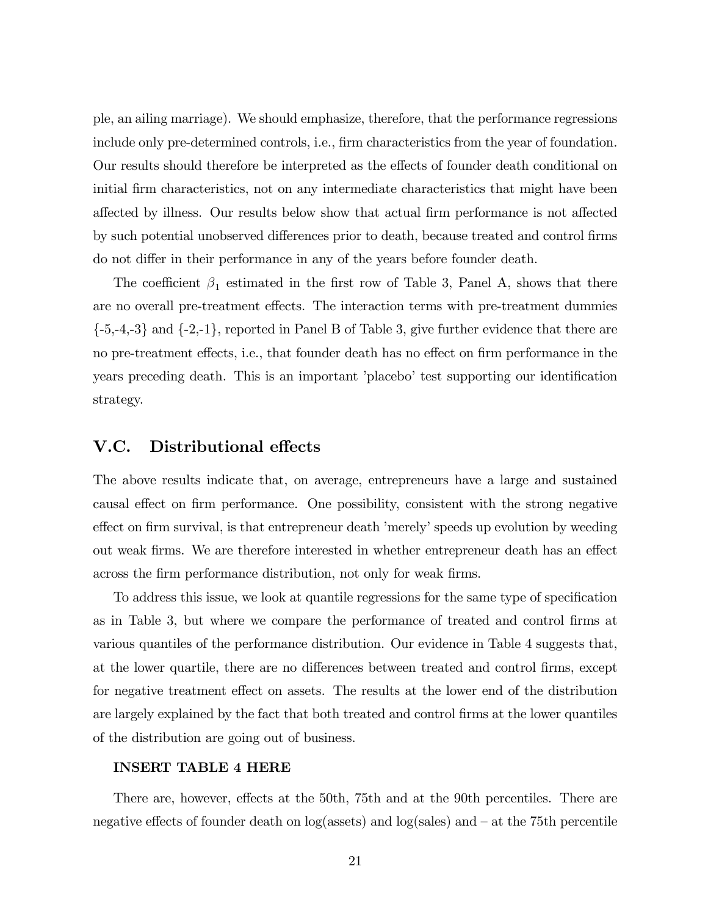ple, an ailing marriage). We should emphasize, therefore, that the performance regressions include only pre-determined controls, i.e., firm characteristics from the year of foundation. Our results should therefore be interpreted as the effects of founder death conditional on initial firm characteristics, not on any intermediate characteristics that might have been affected by illness. Our results below show that actual firm performance is not affected by such potential unobserved differences prior to death, because treated and control firms do not differ in their performance in any of the years before founder death.

The coefficient $\beta_1$ estimated in the first row of Table 3, Panel A, shows that there are no overall pre-treatment effects. The interaction terms with pre-treatment dummies {-5,-4,-3} and {-2,-1}, reported in Panel B of Table 3, give further evidence that there are no pre-treatment effects, i.e., that founder death has no effect on firm performance in the years preceding death. This is an important 'placebo' test supporting our identification strategy.

## V.C. Distributional effects

The above results indicate that, on average, entrepreneurs have a large and sustained causal effect on firm performance. One possibility, consistent with the strong negative effect on firm survival, is that entrepreneur death 'merely' speeds up evolution by weeding out weak firms. We are therefore interested in whether entrepreneur death has an effect across the firm performance distribution, not only for weak firms.

To address this issue, we look at quantile regressions for the same type of specification as in Table 3, but where we compare the performance of treated and control firms at various quantiles of the performance distribution. Our evidence in Table 4 suggests that, at the lower quartile, there are no differences between treated and control firms, except for negative treatment effect on assets. The results at the lower end of the distribution are largely explained by the fact that both treated and control firms at the lower quantiles of the distribution are going out of business.

**INSERT TABLE 4 HERE**

There are, however, effects at the 50th, 75th and at the 90th percentiles. There are negative effects of founder death on log(assets) and log(sales) and – at the 75th percentile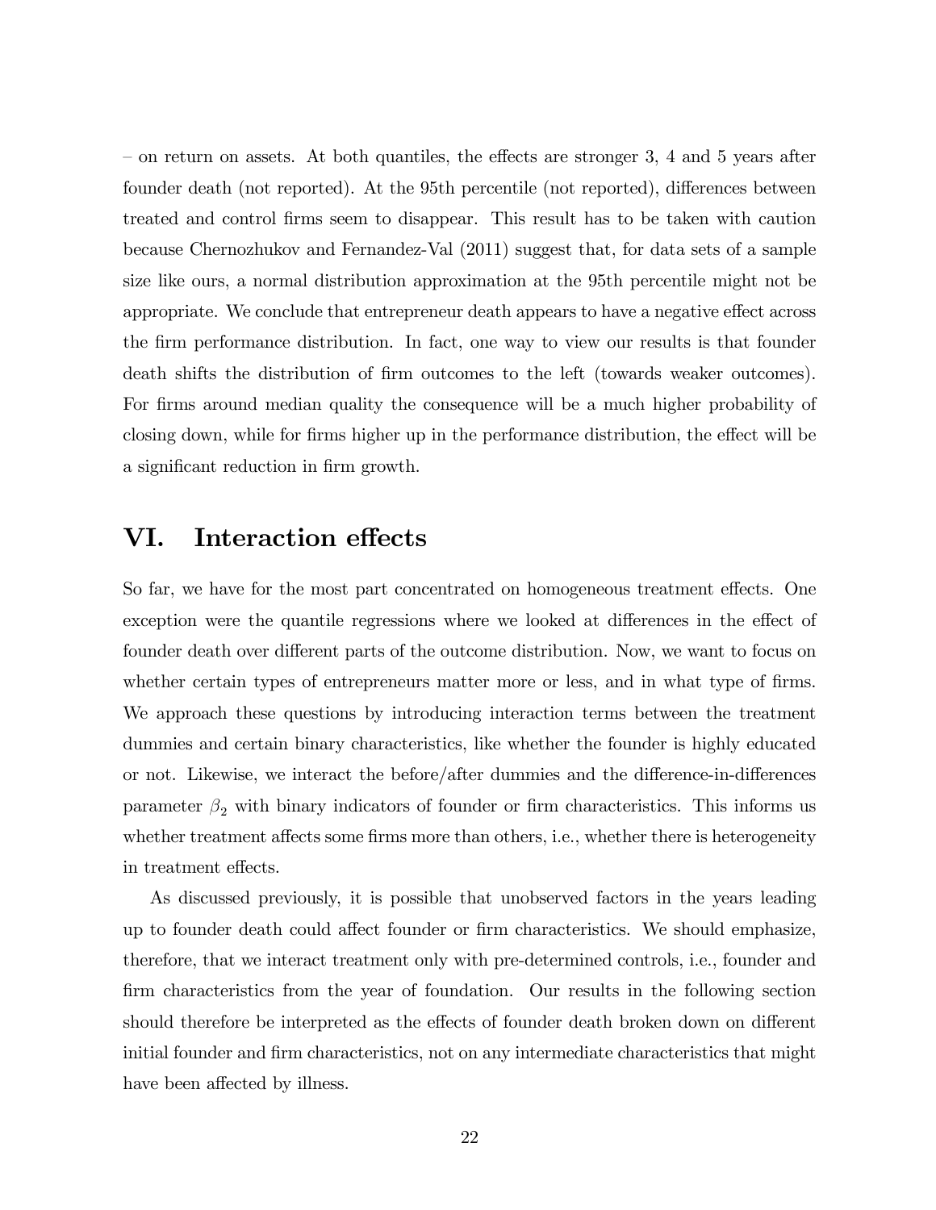– on return on assets. At both quantiles, the effects are stronger 3, 4 and 5 years after founder death (not reported). At the 95th percentile (not reported), differences between treated and control firms seem to disappear. This result has to be taken with caution because Chernozhukov and Fernandez-Val (2011) suggest that, for data sets of a sample size like ours, a normal distribution approximation at the 95th percentile might not be appropriate. We conclude that entrepreneur death appears to have a negative effect across the firm performance distribution. In fact, one way to view our results is that founder death shifts the distribution of firm outcomes to the left (towards weaker outcomes). For firms around median quality the consequence will be a much higher probability of closing down, while for firms higher up in the performance distribution, the effect will be a significant reduction in firm growth.

## VI. Interaction effects

So far, we have for the most part concentrated on homogeneous treatment effects. One exception were the quantile regressions where we looked at differences in the effect of founder death over different parts of the outcome distribution. Now, we want to focus on whether certain types of entrepreneurs matter more or less, and in what type of firms. We approach these questions by introducing interaction terms between the treatment dummies and certain binary characteristics, like whether the founder is highly educated or not. Likewise, we interact the before/after dummies and the difference-in-differences parameter $\beta_2$ with binary indicators of founder or firm characteristics. This informs us whether treatment affects some firms more than others, i.e., whether there is heterogeneity in treatment effects.

As discussed previously, it is possible that unobserved factors in the years leading up to founder death could affect founder or firm characteristics. We should emphasize, therefore, that we interact treatment only with pre-determined controls, i.e., founder and firm characteristics from the year of foundation. Our results in the following section should therefore be interpreted as the effects of founder death broken down on different initial founder and firm characteristics, not on any intermediate characteristics that might have been affected by illness.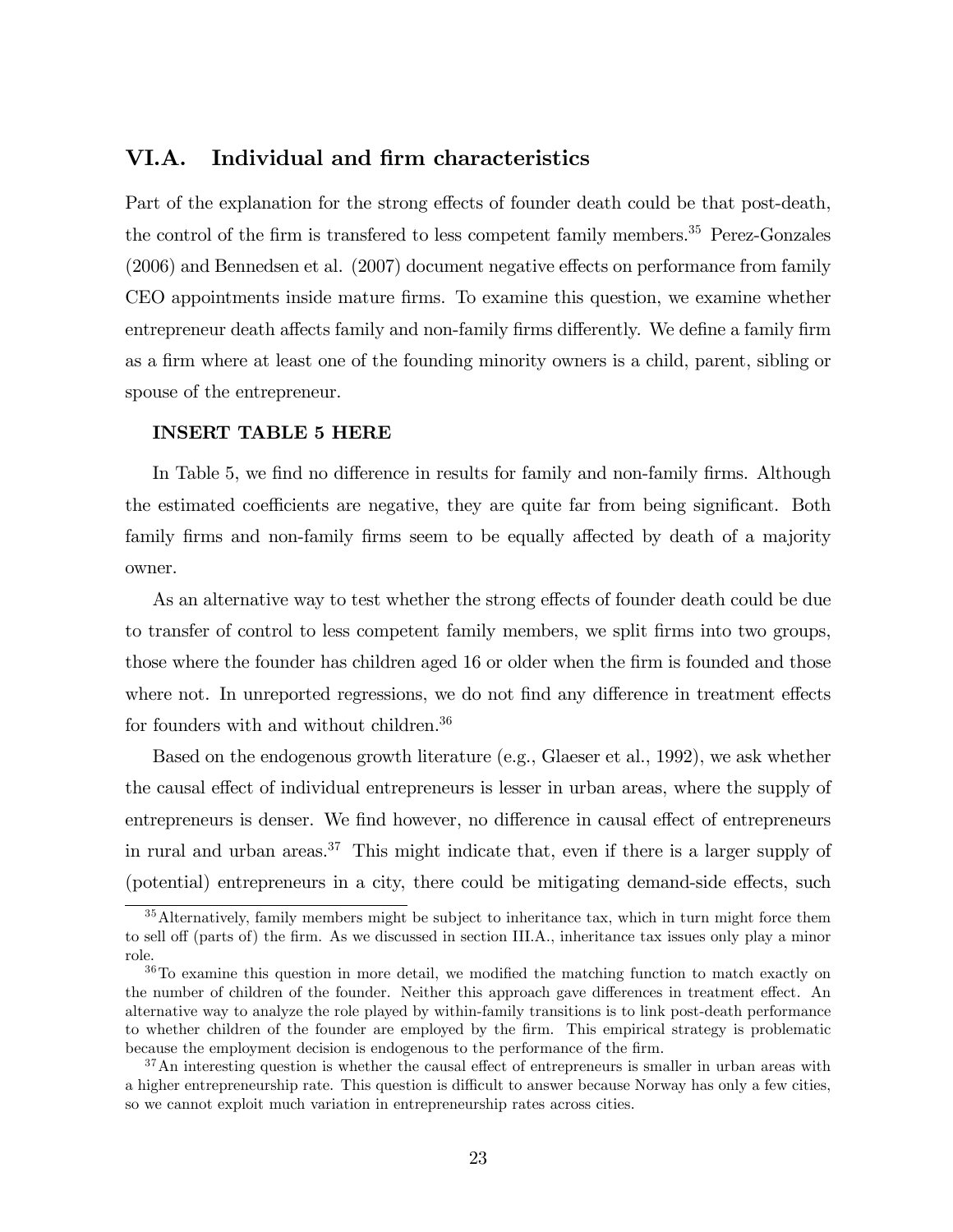## VI.A. Individual and firm characteristics

Part of the explanation for the strong effects of founder death could be that post-death, the control of the firm is transfered to less competent family members.[35] Perez-Gonzales (2006) and Bennedsen et al. (2007) document negative effects on performance from family CEO appointments inside mature firms. To examine this question, we examine whether entrepreneur death affects family and non-family firms differently. We define a family firm as a firm where at least one of the founding minority owners is a child, parent, sibling or spouse of the entrepreneur.

**INSERT TABLE 5 HERE**

In Table 5, we find no difference in results for family and non-family firms. Although the estimated coefficients are negative, they are quite far from being significant. Both family firms and non-family firms seem to be equally affected by death of a majority owner.

As an alternative way to test whether the strong effects of founder death could be due to transfer of control to less competent family members, we split firms into two groups, those where the founder has children aged 16 or older when the firm is founded and those where not. In unreported regressions, we do not find any difference in treatment effects for founders with and without children.[36]

Based on the endogenous growth literature (e.g., Glaeser et al., 1992), we ask whether the causal effect of individual entrepreneurs is lesser in urban areas, where the supply of entrepreneurs is denser. We find however, no difference in causal effect of entrepreneurs in rural and urban areas.[37] This might indicate that, even if there is a larger supply of (potential) entrepreneurs in a city, there could be mitigating demand-side effects, such

---

[35] Alternatively, family members might be subject to inheritance tax, which in turn might force them to sell off (parts of) the firm. As we discussed in section III.A., inheritance tax issues only play a minor role.

[36] To examine this question in more detail, we modified the matching function to match exactly on the number of children of the founder. Neither this approach gave differences in treatment effect. An alternative way to analyze the role played by within-family transitions is to link post-death performance to whether children of the founder are employed by the firm. This empirical strategy is problematic because the employment decision is endogenous to the performance of the firm.

[37] An interesting question is whether the causal effect of entrepreneurs is smaller in urban areas with a higher entrepreneurship rate. This question is difficult to answer because Norway has only a few cities, so we cannot exploit much variation in entrepreneurship rates across cities.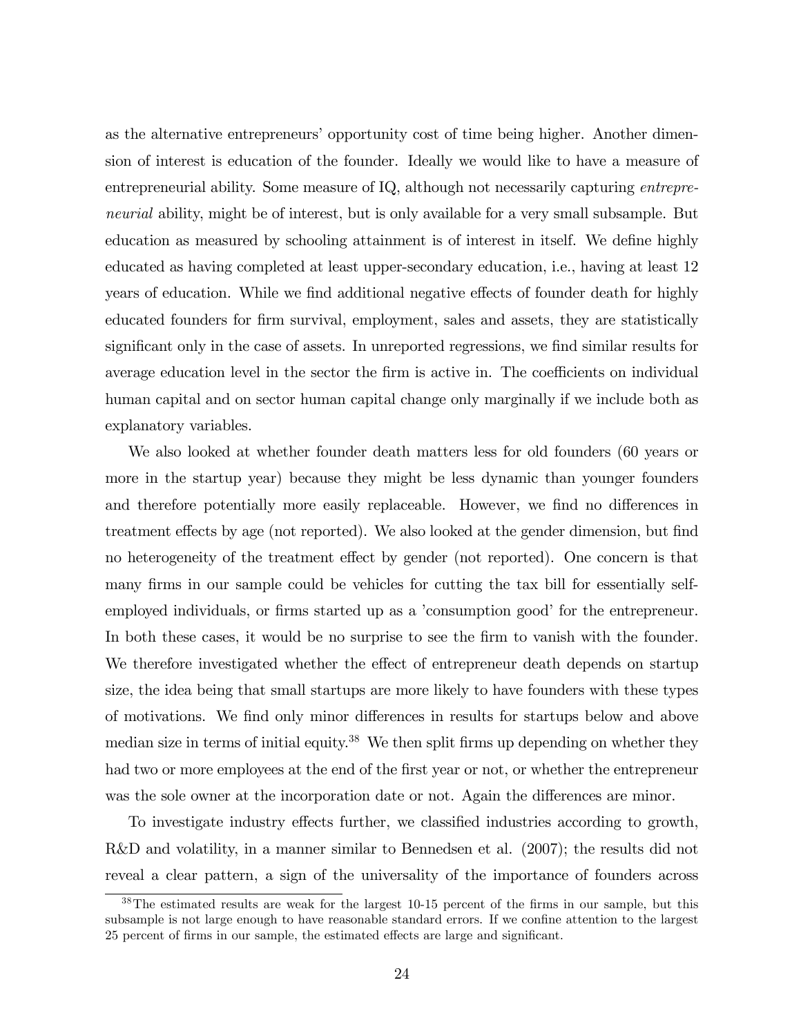as the alternative entrepreneurs' opportunity cost of time being higher. Another dimension of interest is education of the founder. Ideally we would like to have a measure of entrepreneurial ability. Some measure of IQ, although not necessarily capturing *entrepreneurial* ability, might be of interest, but is only available for a very small subsample. But education as measured by schooling attainment is of interest in itself. We define highly educated as having completed at least upper-secondary education, i.e., having at least 12 years of education. While we find additional negative effects of founder death for highly educated founders for firm survival, employment, sales and assets, they are statistically significant only in the case of assets. In unreported regressions, we find similar results for average education level in the sector the firm is active in. The coefficients on individual human capital and on sector human capital change only marginally if we include both as explanatory variables.

We also looked at whether founder death matters less for old founders (60 years or more in the startup year) because they might be less dynamic than younger founders and therefore potentially more easily replaceable. However, we find no differences in treatment effects by age (not reported). We also looked at the gender dimension, but find no heterogeneity of the treatment effect by gender (not reported). One concern is that many firms in our sample could be vehicles for cutting the tax bill for essentially self-employed individuals, or firms started up as a 'consumption good' for the entrepreneur. In both these cases, it would be no surprise to see the firm to vanish with the founder. We therefore investigated whether the effect of entrepreneur death depends on startup size, the idea being that small startups are more likely to have founders with these types of motivations. We find only minor differences in results for startups below and above median size in terms of initial equity.[38] We then split firms up depending on whether they had two or more employees at the end of the first year or not, or whether the entrepreneur was the sole owner at the incorporation date or not. Again the differences are minor.

To investigate industry effects further, we classified industries according to growth, R&D and volatility, in a manner similar to Bennedsen et al. (2007); the results did not reveal a clear pattern, a sign of the universality of the importance of founders across

[38] The estimated results are weak for the largest 10-15 percent of the firms in our sample, but this subsample is not large enough to have reasonable standard errors. If we confine attention to the largest 25 percent of firms in our sample, the estimated effects are large and significant.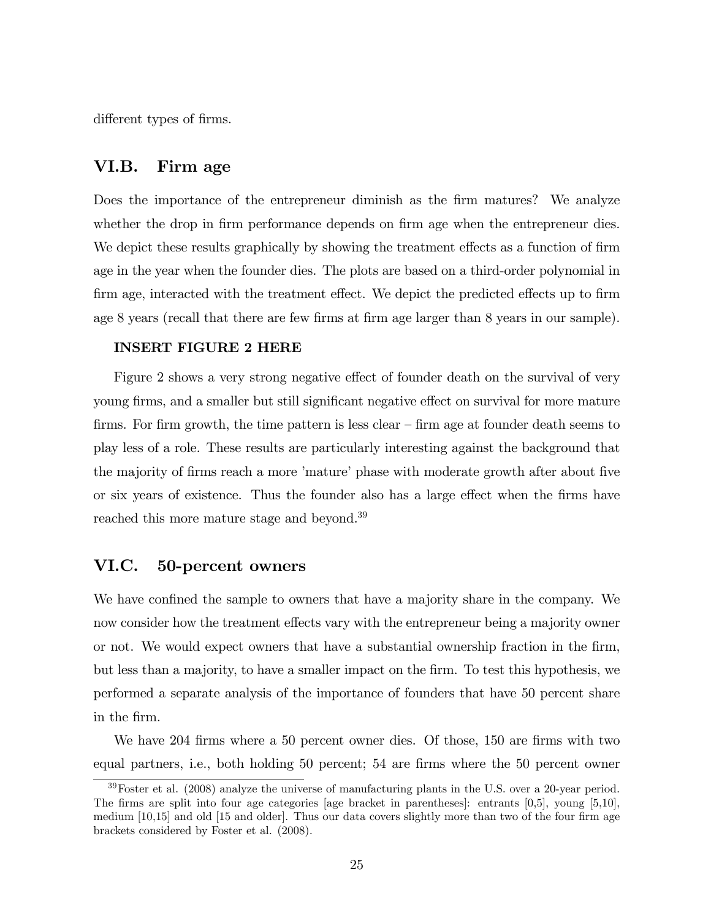different types of firms.

## VI.B. Firm age

Does the importance of the entrepreneur diminish as the firm matures? We analyze whether the drop in firm performance depends on firm age when the entrepreneur dies. We depict these results graphically by showing the treatment effects as a function of firm age in the year when the founder dies. The plots are based on a third-order polynomial in firm age, interacted with the treatment effect. We depict the predicted effects up to firm age 8 years (recall that there are few firms at firm age larger than 8 years in our sample).

**INSERT FIGURE 2 HERE**

Figure 2 shows a very strong negative effect of founder death on the survival of very young firms, and a smaller but still significant negative effect on survival for more mature firms. For firm growth, the time pattern is less clear – firm age at founder death seems to play less of a role. These results are particularly interesting against the background that the majority of firms reach a more 'mature' phase with moderate growth after about five or six years of existence. Thus the founder also has a large effect when the firms have reached this more mature stage and beyond.[39]

## VI.C. 50-percent owners

We have confined the sample to owners that have a majority share in the company. We now consider how the treatment effects vary with the entrepreneur being a majority owner or not. We would expect owners that have a substantial ownership fraction in the firm, but less than a majority, to have a smaller impact on the firm. To test this hypothesis, we performed a separate analysis of the importance of founders that have 50 percent share in the firm.

We have 204 firms where a 50 percent owner dies. Of those, 150 are firms with two equal partners, i.e., both holding 50 percent; 54 are firms where the 50 percent owner

[39] Foster et al. (2008) analyze the universe of manufacturing plants in the U.S. over a 20-year period. The firms are split into four age categories [age bracket in parentheses]: entrants [0,5], young [5,10], medium [10,15] and old [15 and older]. Thus our data covers slightly more than two of the four firm age brackets considered by Foster et al. (2008).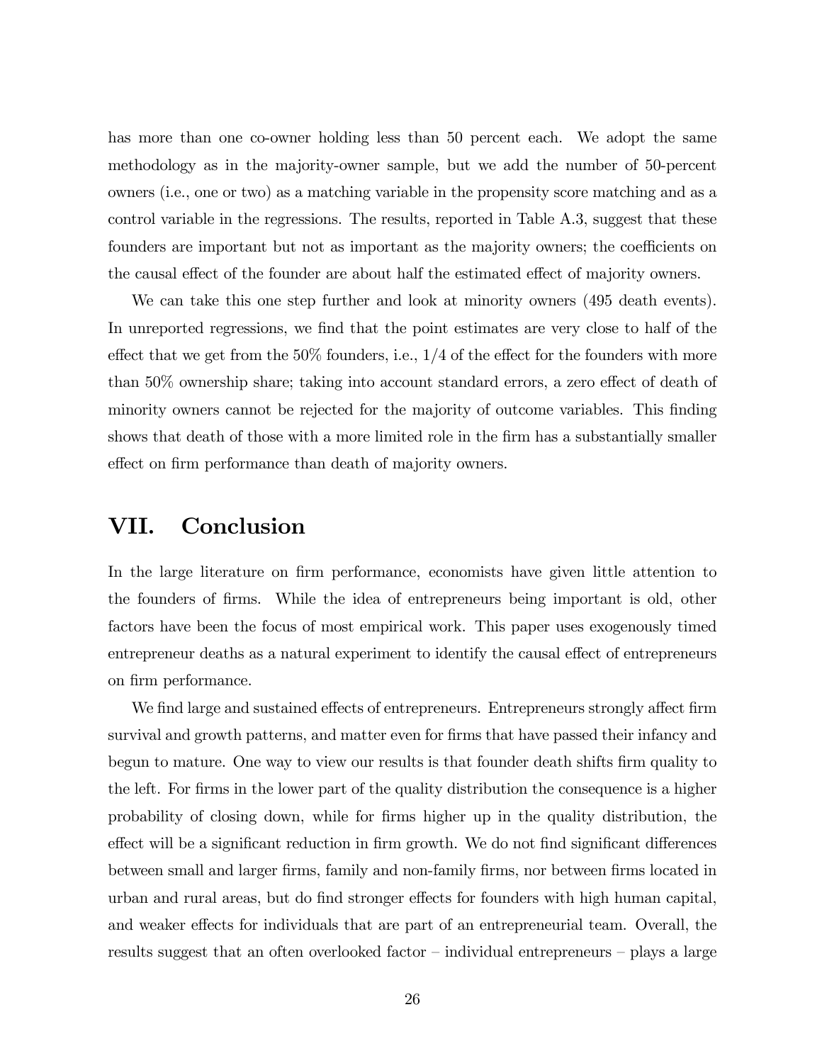has more than one co-owner holding less than 50 percent each. We adopt the same methodology as in the majority-owner sample, but we add the number of 50-percent owners (i.e., one or two) as a matching variable in the propensity score matching and as a control variable in the regressions. The results, reported in Table A.3, suggest that these founders are important but not as important as the majority owners; the coefficients on the causal effect of the founder are about half the estimated effect of majority owners.

We can take this one step further and look at minority owners (495 death events). In unreported regressions, we find that the point estimates are very close to half of the effect that we get from the 50% founders, i.e., 1/4 of the effect for the founders with more than 50% ownership share; taking into account standard errors, a zero effect of death of minority owners cannot be rejected for the majority of outcome variables. This finding shows that death of those with a more limited role in the firm has a substantially smaller effect on firm performance than death of majority owners.

## VII. Conclusion

In the large literature on firm performance, economists have given little attention to the founders of firms. While the idea of entrepreneurs being important is old, other factors have been the focus of most empirical work. This paper uses exogenously timed entrepreneur deaths as a natural experiment to identify the causal effect of entrepreneurs on firm performance.

We find large and sustained effects of entrepreneurs. Entrepreneurs strongly affect firm survival and growth patterns, and matter even for firms that have passed their infancy and begun to mature. One way to view our results is that founder death shifts firm quality to the left. For firms in the lower part of the quality distribution the consequence is a higher probability of closing down, while for firms higher up in the quality distribution, the effect will be a significant reduction in firm growth. We do not find significant differences between small and larger firms, family and non-family firms, nor between firms located in urban and rural areas, but do find stronger effects for founders with high human capital, and weaker effects for individuals that are part of an entrepreneurial team. Overall, the results suggest that an often overlooked factor – individual entrepreneurs – plays a large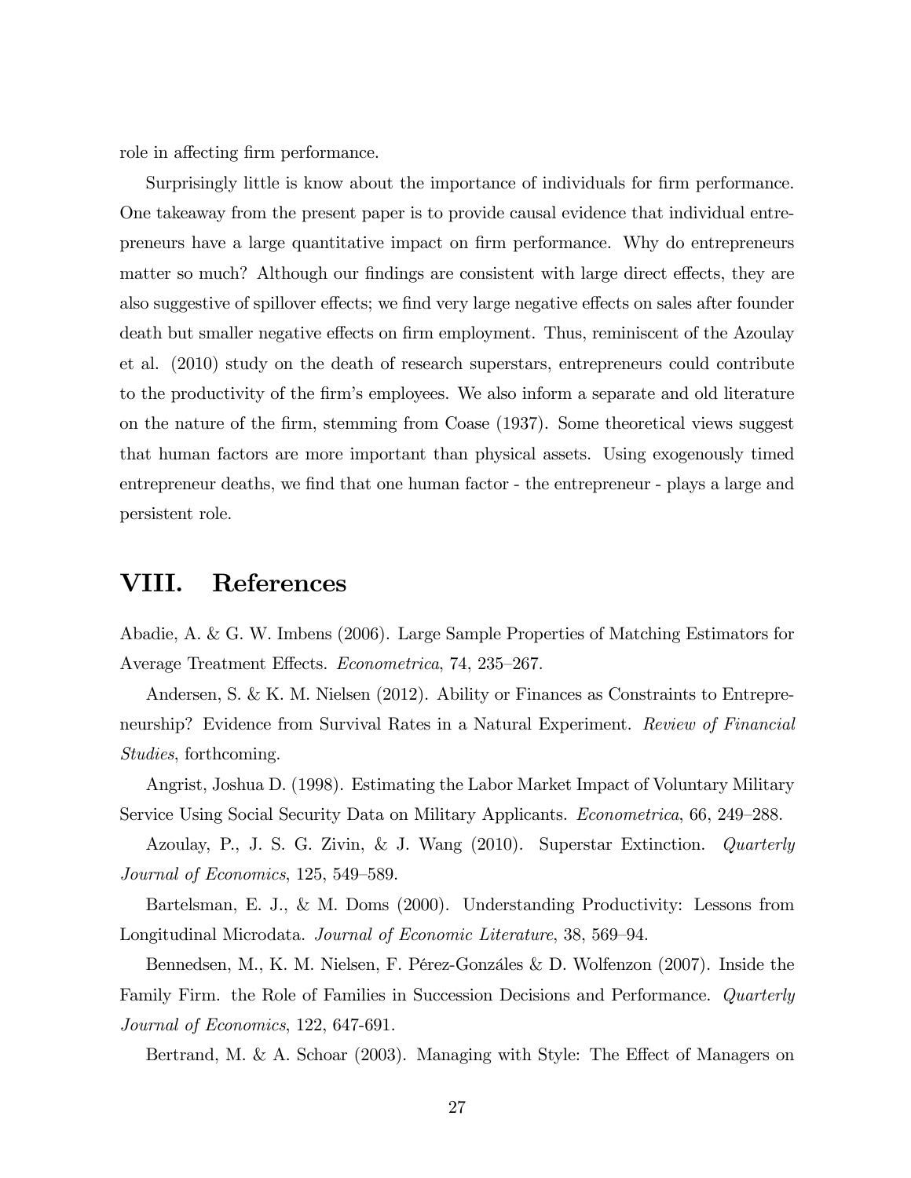role in affecting firm performance.

Surprisingly little is know about the importance of individuals for firm performance. One takeaway from the present paper is to provide causal evidence that individual entrepreneurs have a large quantitative impact on firm performance. Why do entrepreneurs matter so much? Although our findings are consistent with large direct effects, they are also suggestive of spillover effects; we find very large negative effects on sales after founder death but smaller negative effects on firm employment. Thus, reminiscent of the Azoulay et al. (2010) study on the death of research superstars, entrepreneurs could contribute to the productivity of the firm's employees. We also inform a separate and old literature on the nature of the firm, stemming from Coase (1937). Some theoretical views suggest that human factors are more important than physical assets. Using exogenously timed entrepreneur deaths, we find that one human factor - the entrepreneur - plays a large and persistent role.

# VIII. References

Abadie, A. & G. W. Imbens (2006). Large Sample Properties of Matching Estimators for Average Treatment Effects. *Econometrica*, 74, 235–267.

Andersen, S. & K. M. Nielsen (2012). Ability or Finances as Constraints to Entrepreneurship? Evidence from Survival Rates in a Natural Experiment. *Review of Financial Studies*, forthcoming.

Angrist, Joshua D. (1998). Estimating the Labor Market Impact of Voluntary Military Service Using Social Security Data on Military Applicants. *Econometrica*, 66, 249–288.

Azoulay, P., J. S. G. Zivin, & J. Wang (2010). Superstar Extinction. *Quarterly Journal of Economics*, 125, 549–589.

Bartelsman, E. J., & M. Doms (2000). Understanding Productivity: Lessons from Longitudinal Microdata. *Journal of Economic Literature*, 38, 569–94.

Bennedsen, M., K. M. Nielsen, F. Pérez-Gonzáles & D. Wolfenzon (2007). Inside the Family Firm. the Role of Families in Succession Decisions and Performance. *Quarterly Journal of Economics*, 122, 647-691.

Bertrand, M. & A. Schoar (2003). Managing with Style: The Effect of Managers on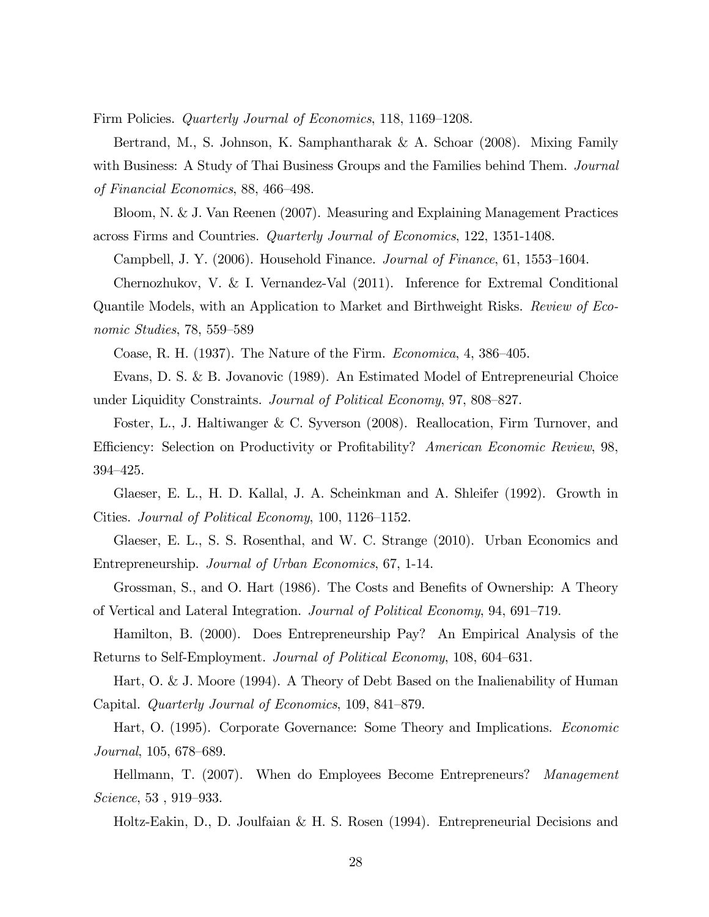Firm Policies. *Quarterly Journal of Economics*, 118, 1169–1208.

Bertrand, M., S. Johnson, K. Samphantharak & A. Schoar (2008). Mixing Family with Business: A Study of Thai Business Groups and the Families behind Them. *Journal of Financial Economics*, 88, 466–498.

Bloom, N. & J. Van Reenen (2007). Measuring and Explaining Management Practices across Firms and Countries. *Quarterly Journal of Economics*, 122, 1351-1408.

Campbell, J. Y. (2006). Household Finance. *Journal of Finance*, 61, 1553–1604.

Chernozhukov, V. & I. Vernandez-Val (2011). Inference for Extremal Conditional Quantile Models, with an Application to Market and Birthweight Risks. *Review of Economic Studies*, 78, 559–589

Coase, R. H. (1937). The Nature of the Firm. *Economica*, 4, 386–405.

Evans, D. S. & B. Jovanovic (1989). An Estimated Model of Entrepreneurial Choice under Liquidity Constraints. *Journal of Political Economy*, 97, 808–827.

Foster, L., J. Haltiwanger & C. Syverson (2008). Reallocation, Firm Turnover, and Efficiency: Selection on Productivity or Profitability? *American Economic Review*, 98, 394–425.

Glaeser, E. L., H. D. Kallal, J. A. Scheinkman and A. Shleifer (1992). Growth in Cities. *Journal of Political Economy*, 100, 1126–1152.

Glaeser, E. L., S. S. Rosenthal, and W. C. Strange (2010). Urban Economics and Entrepreneurship. *Journal of Urban Economics*, 67, 1-14.

Grossman, S., and O. Hart (1986). The Costs and Benefits of Ownership: A Theory of Vertical and Lateral Integration. *Journal of Political Economy*, 94, 691–719.

Hamilton, B. (2000). Does Entrepreneurship Pay? An Empirical Analysis of the Returns to Self-Employment. *Journal of Political Economy*, 108, 604–631.

Hart, O. & J. Moore (1994). A Theory of Debt Based on the Inalienability of Human Capital. *Quarterly Journal of Economics*, 109, 841–879.

Hart, O. (1995). Corporate Governance: Some Theory and Implications. *Economic Journal*, 105, 678–689.

Hellmann, T. (2007). When do Employees Become Entrepreneurs? *Management Science*, 53 , 919–933.

Holtz-Eakin, D., D. Joulfaian & H. S. Rosen (1994). Entrepreneurial Decisions and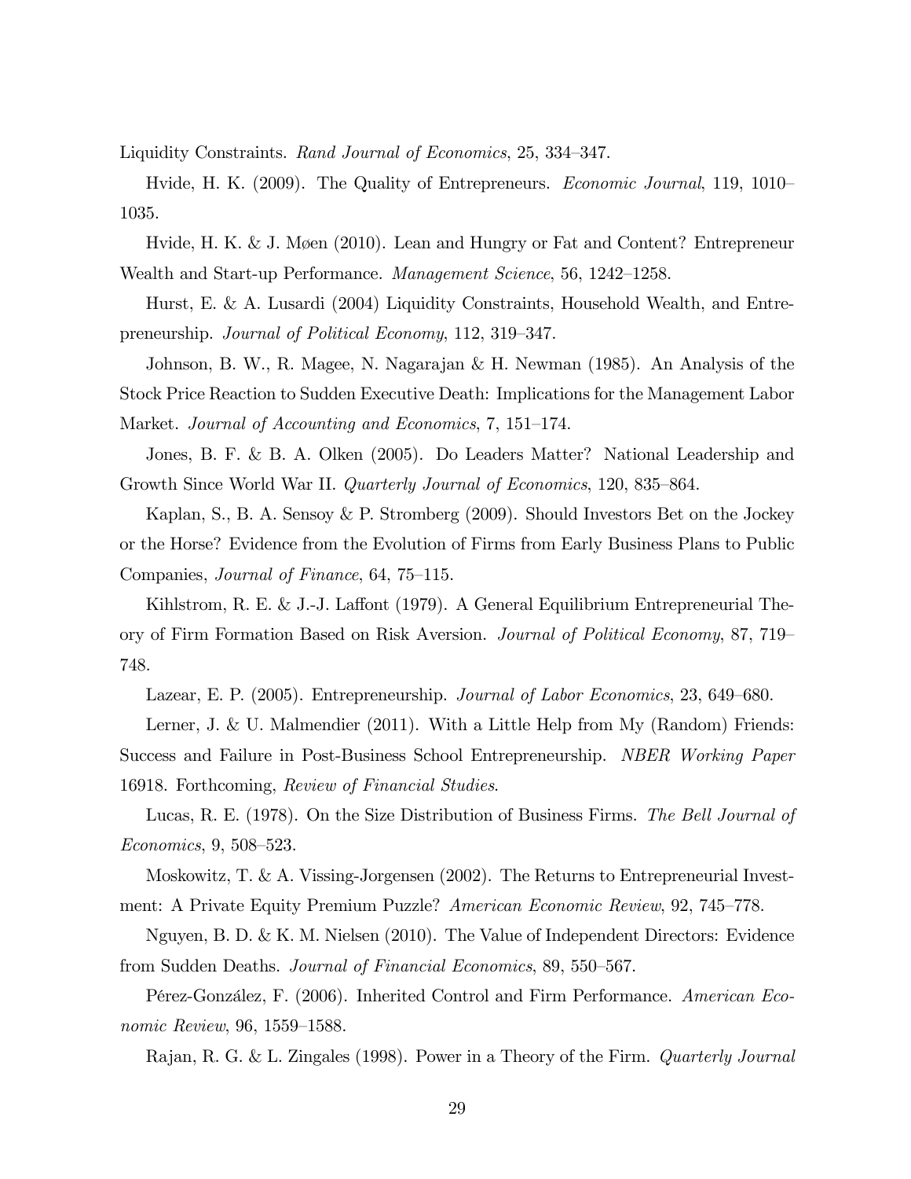Liquidity Constraints. *Rand Journal of Economics*, 25, 334–347.

Hvide, H. K. (2009). The Quality of Entrepreneurs. *Economic Journal*, 119, 1010–1035.

Hvide, H. K. & J. Møen (2010). Lean and Hungry or Fat and Content? Entrepreneur Wealth and Start-up Performance. *Management Science*, 56, 1242–1258.

Hurst, E. & A. Lusardi (2004) Liquidity Constraints, Household Wealth, and Entrepreneurship. *Journal of Political Economy*, 112, 319–347.

Johnson, B. W., R. Magee, N. Nagarajan & H. Newman (1985). An Analysis of the Stock Price Reaction to Sudden Executive Death: Implications for the Management Labor Market. *Journal of Accounting and Economics*, 7, 151–174.

Jones, B. F. & B. A. Olken (2005). Do Leaders Matter? National Leadership and Growth Since World War II. *Quarterly Journal of Economics*, 120, 835–864.

Kaplan, S., B. A. Sensoy & P. Stromberg (2009). Should Investors Bet on the Jockey or the Horse? Evidence from the Evolution of Firms from Early Business Plans to Public Companies, *Journal of Finance*, 64, 75–115.

Kihlstrom, R. E. & J.-J. Laffont (1979). A General Equilibrium Entrepreneurial Theory of Firm Formation Based on Risk Aversion. *Journal of Political Economy*, 87, 719–748.

Lazear, E. P. (2005). Entrepreneurship. *Journal of Labor Economics*, 23, 649–680.

Lerner, J. & U. Malmendier (2011). With a Little Help from My (Random) Friends: Success and Failure in Post-Business School Entrepreneurship. *NBER Working Paper* 16918. Forthcoming, *Review of Financial Studies*.

Lucas, R. E. (1978). On the Size Distribution of Business Firms. *The Bell Journal of Economics*, 9, 508–523.

Moskowitz, T. & A. Vissing-Jorgensen (2002). The Returns to Entrepreneurial Investment: A Private Equity Premium Puzzle? *American Economic Review*, 92, 745–778.

Nguyen, B. D. & K. M. Nielsen (2010). The Value of Independent Directors: Evidence from Sudden Deaths. *Journal of Financial Economics*, 89, 550–567.

Pérez-González, F. (2006). Inherited Control and Firm Performance. *American Economic Review*, 96, 1559–1588.

Rajan, R. G. & L. Zingales (1998). Power in a Theory of the Firm. *Quarterly Journal*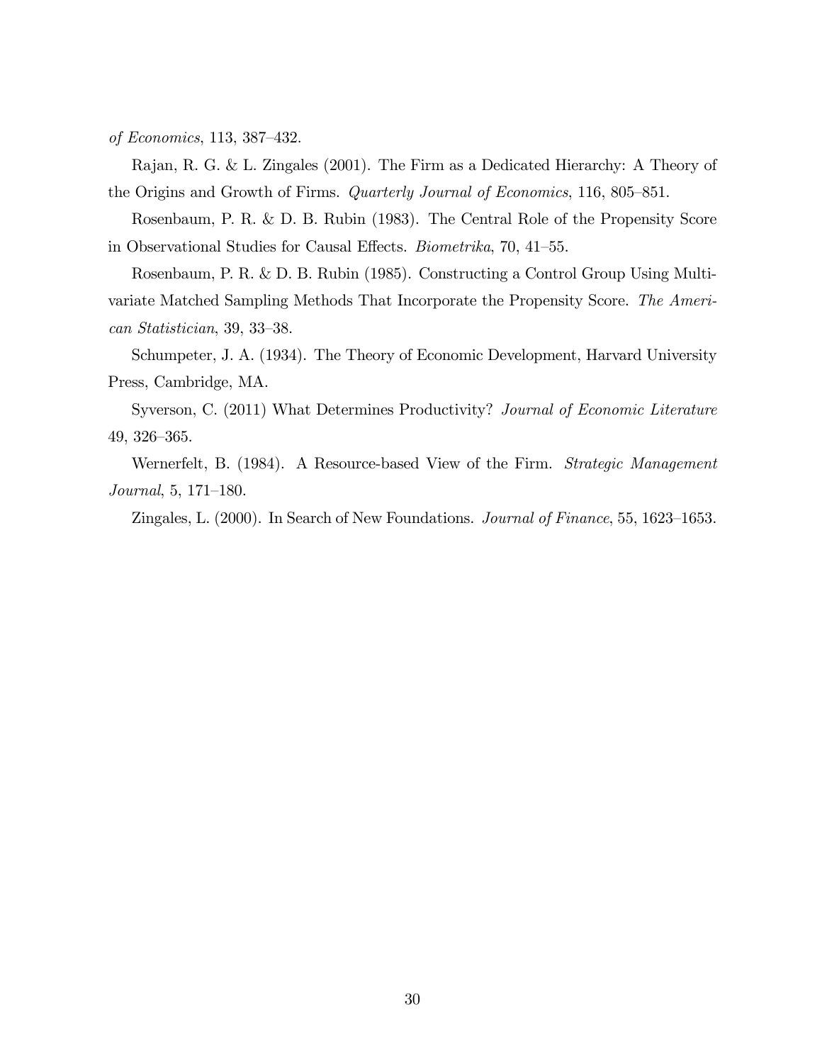*of Economics*, 113, 387–432.

Rajan, R. G. & L. Zingales (2001). The Firm as a Dedicated Hierarchy: A Theory of the Origins and Growth of Firms. *Quarterly Journal of Economics*, 116, 805–851.

Rosenbaum, P. R. & D. B. Rubin (1983). The Central Role of the Propensity Score in Observational Studies for Causal Effects. *Biometrika*, 70, 41–55.

Rosenbaum, P. R. & D. B. Rubin (1985). Constructing a Control Group Using Multivariate Matched Sampling Methods That Incorporate the Propensity Score. *The American Statistician*, 39, 33–38.

Schumpeter, J. A. (1934). The Theory of Economic Development, Harvard University Press, Cambridge, MA.

Syverson, C. (2011) What Determines Productivity? *Journal of Economic Literature* 49, 326–365.

Wernerfelt, B. (1984). A Resource-based View of the Firm. *Strategic Management Journal*, 5, 171–180.

Zingales, L. (2000). In Search of New Foundations. *Journal of Finance*, 55, 1623–1653.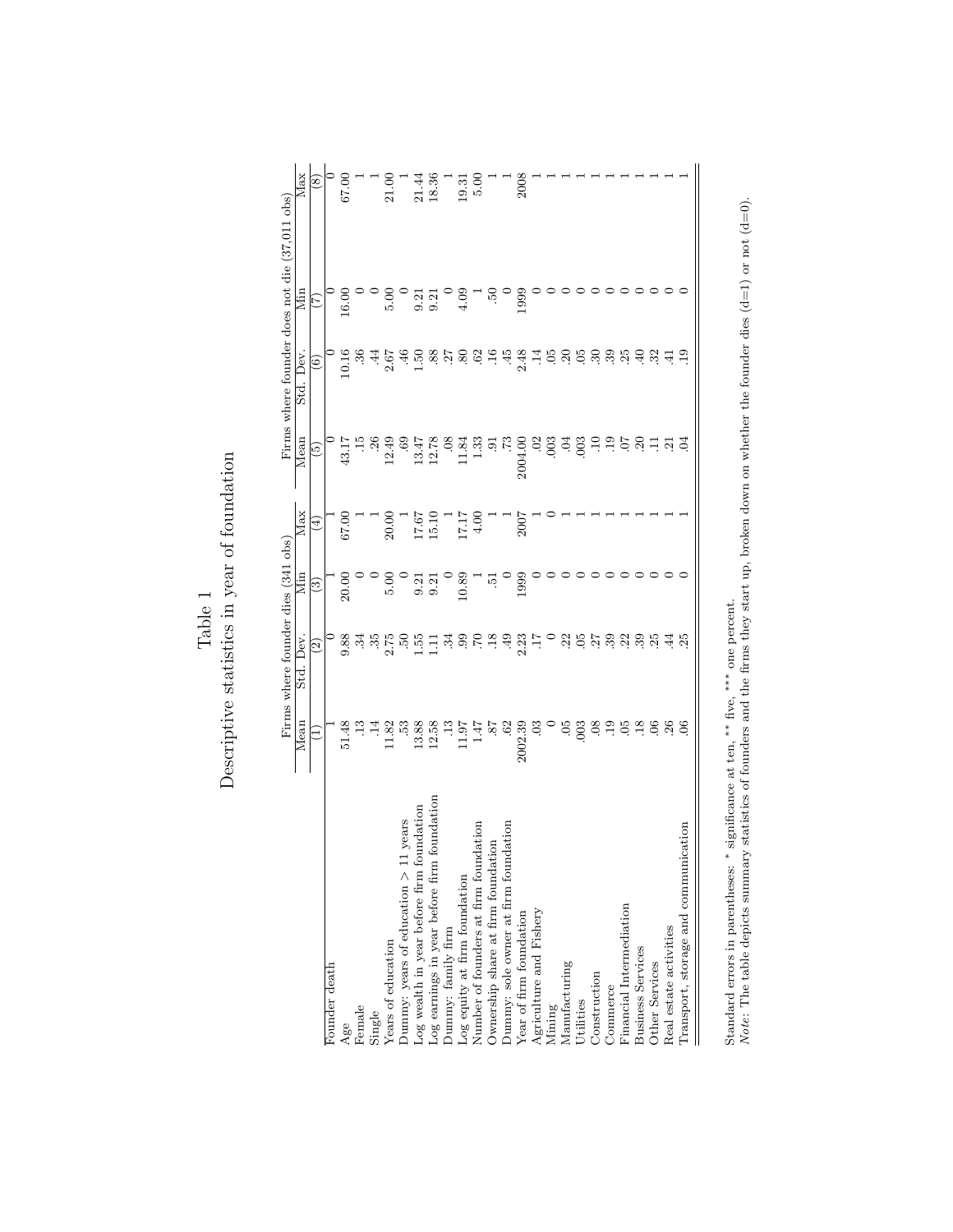# Table 1
## Descriptive statistics in year of foundation

| | Firms where founder dies (341 obs) | | | | Firms where founder does not die (37,011 obs) | | | |
|---|---|---|---|---|---|---|---|---|
| | Mean | Std. Dev. | Min | Max | Mean | Std. Dev. | Min | Max |
| | (1) | (2) | (3) | (4) | (5) | (6) | (7) | (8) |
| Founder death | 1 | 0 | 1 | 1 | 0 | 0 | 0 | 0 |
| Age | 51.48 | 9.88 | 20.00 | 67.00 | 43.17 | 10.16 | 16.00 | 67.00 |
| Female | .13 | .34 | 0 | 1 | .15 | .36 | 0 | 1 |
| Single | .14 | .35 | 0 | 1 | .26 | .44 | 0 | 1 |
| Years of education | 11.82 | 2.75 | 5.00 | 20.00 | 12.49 | 2.67 | 5.00 | 21.00 |
| Dummy: years of education > 11 years | .53 | .50 | 0 | 1 | .69 | .46 | 0 | 1 |
| Log wealth in year before firm foundation | 13.88 | 1.55 | 9.21 | 17.67 | 13.47 | 1.50 | 9.21 | 21.44 |
| Log earnings in year before firm foundation | 12.58 | 1.11 | 9.21 | 15.10 | 12.78 | .88 | 9.21 | 18.36 |
| Dummy: family firm | .13 | .34 | 0 | 1 | .08 | .27 | 0 | 1 |
| Log equity at firm foundation | 11.97 | .99 | 10.89 | 17.17 | 11.84 | .80 | 4.09 | 19.31 |
| Number of founders at firm foundation | 1.47 | .70 | 1 | 4.00 | 1.33 | .62 | 1 | 5.00 |
| Ownership share at firm foundation | .87 | .18 | .51 | 1 | .91 | .16 | .50 | 1 |
| Dummy: sole owner at firm foundation | .62 | .49 | 0 | 1 | .73 | .45 | 0 | 1 |
| Year of firm foundation | 2002.39 | 2.23 | 1999 | 2007 | 2004.00 | 2.48 | 1999 | 2008 |
| Agriculture and Fishery | .03 | .17 | 0 | 1 | .02 | .14 | 0 | 1 |
| Mining | 0 | 0 | 0 | 0 | .003 | .05 | 0 | 1 |
| Manufacturing | .05 | .22 | 0 | 1 | .04 | .20 | 0 | 1 |
| Utilities | .003 | .05 | 0 | 1 | .003 | .05 | 0 | 1 |
| Construction | .08 | .27 | 0 | 1 | .10 | .30 | 0 | 1 |
| Commerce | .19 | .39 | 0 | 1 | .19 | .39 | 0 | 1 |
| Financial Intermediation | .05 | .22 | 0 | 1 | .07 | .25 | 0 | 1 |
| Business Services | .18 | .39 | 0 | 1 | .20 | .40 | 0 | 1 |
| Other Services | .06 | .25 | 0 | 1 | .11 | .32 | 0 | 1 |
| Real estate activities | .26 | .44 | 0 | 1 | .21 | .41 | 0 | 1 |
| Transport, storage and communication | .06 | .25 | 0 | 1 | .04 | .19 | 0 | 1 |

Standard errors in parentheses: * significance at ten, ** five, *** one percent.
*Note:* The table depicts summary statistics of founders and the firms they start up, broken down on whether the founder dies (d=1) or not (d=0).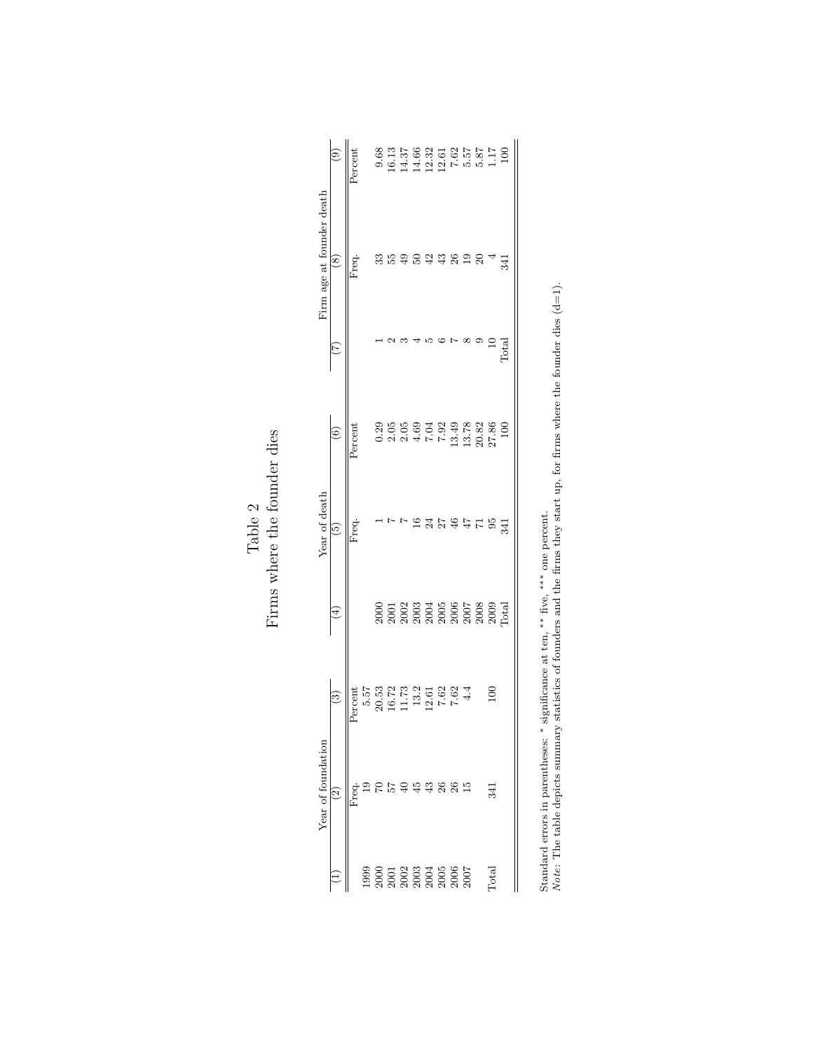# Table 2
## Firms where the founder dies

| Year of foundation | | | Year of death | | | Firm age at founder death | | |
|---|---|---|---|---|---|---|---|---|
| (1) | (2) | (3) | (4) | (5) | (6) | (7) | (8) | (9) |
| | Freq. | Percent | | Freq. | Percent | | Freq. | Percent |
| 1999 | 19 | 5.57 | 2000 | 1 | 0.29 | 1 | 33 | 9.68 |
| 2000 | 70 | 20.53 | 2001 | 7 | 2.05 | 2 | 55 | 16.13 |
| 2001 | 57 | 16.72 | 2002 | 7 | 2.05 | 3 | 49 | 14.37 |
| 2002 | 40 | 11.73 | 2003 | 16 | 4.69 | 4 | 50 | 14.66 |
| 2003 | 45 | 13.2 | 2004 | 24 | 7.04 | 5 | 42 | 12.32 |
| 2004 | 43 | 12.61 | 2005 | 27 | 7.92 | 6 | 43 | 12.61 |
| 2005 | 26 | 7.62 | 2006 | 46 | 13.49 | 7 | 26 | 7.62 |
| 2006 | 26 | 7.62 | 2007 | 47 | 13.78 | 8 | 19 | 5.57 |
| 2007 | 15 | 4.4 | 2008 | 71 | 20.82 | 9 | 20 | 5.87 |
| | | | 2009 | 95 | 27.86 | 10 | 4 | 1.17 |
| Total | 341 | 100 | Total | 341 | 100 | Total | 341 | 100 |

Standard errors in parentheses: * significance at ten, ** five, *** one percent.
*Note:* The table depicts summary statistics of founders and the firms they start up, for firms where the founder dies (d=1).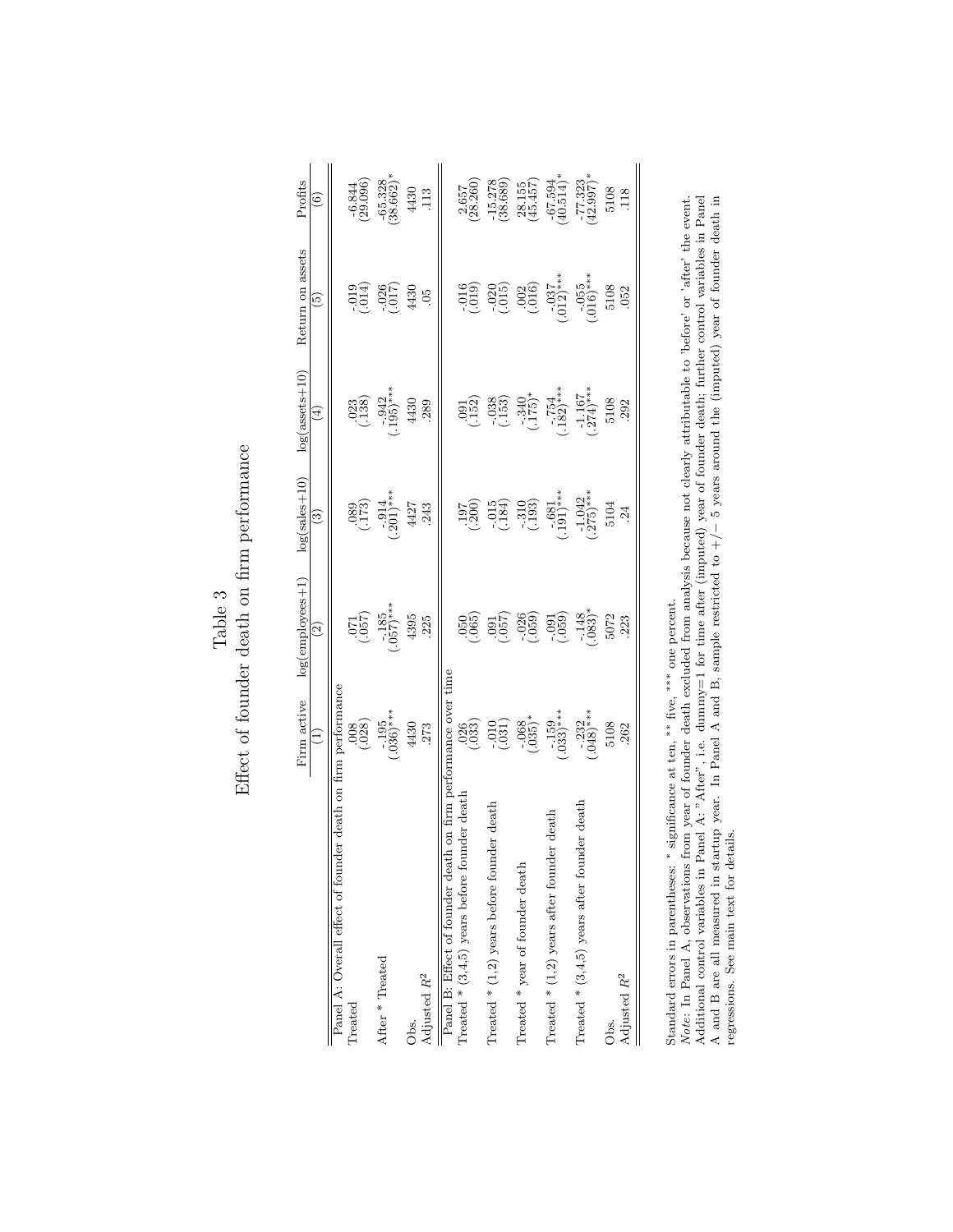# Table 3

## Effect of founder death on firm performance

| | Firm active | log(employees+1) | log(sales+10) | log(assets+10) | Return on assets | Profits |
|---|---|---|---|---|---|---|
| | (1) | (2) | (3) | (4) | (5) | (6) |
| Panel A: Overall effect of founder death on firm performance | | | | | | |
| Treated | .008 | .071 | .089 | .023 | -.019 | -6.844 |
| | (.028) | (.057) | (.173) | (.138) | (.014) | (29.096) |
| After * Treated | -.195 | -.185 | -.914 | -.942 | -.026 | -65.328 |
| | (.036)*** | (.057)*** | (.201)*** | (.195)*** | (.017) | (38.662)* |
| Obs. | 4430 | 4395 | 4427 | 4430 | 4430 | 4430 |
| Adjusted $R^2$ | .273 | .225 | .243 | .289 | .05 | .113 |
| Panel B: Effect of founder death on firm performance over time | | | | | | |
| Treated * (3,4,5) years before founder death | .026 | .050 | .197 | .091 | -.016 | 2.657 |
| | (.033) | (.065) | (.200) | (.152) | (.019) | (28.260) |
| Treated * (1,2) years before founder death | -.010 | .091 | -.015 | -.038 | -.020 | -15.278 |
| | (.031) | (.057) | (.184) | (.153) | (.015) | (38.689) |
| Treated * year of founder death | -.068 | -.026 | -.310 | -.340 | .002 | 28.155 |
| | (.035)* | (.059) | (.193) | (.175)* | (.016) | (45.457) |
| Treated * (1,2) years after founder death | -.159 | -.091 | -.681 | -.754 | -.037 | -67.594 |
| | (.033)*** | (.059) | (.191)*** | (.182)*** | (.012)*** | (40.514)* |
| Treated * (3,4,5) years after founder death | -.232 | -.148 | -1.042 | -1.167 | -.055 | -77.323 |
| | (.048)*** | (.083)* | (.275)*** | (.274)*** | (.016)*** | (42.997)* |
| Obs. | 5108 | 5072 | 5104 | 5108 | 5108 | 5108 |
| Adjusted $R^2$ | .262 | .223 | .24 | .292 | .052 | .118 |

Standard errors in parentheses: * significance at ten, ** five, *** one percent.

*Note*: In Panel A, observations from year of founder death excluded from analysis because not clearly attributable to 'before' or 'after' the event. Additional control variables in Panel A: "After", i.e. dummy=1 for time after (imputed) year of founder death; further control variables in Panel A and B are all measured in startup year. In Panel A and B, sample restricted to +/− 5 years around the (imputed) year of founder death in regressions. See main text for details.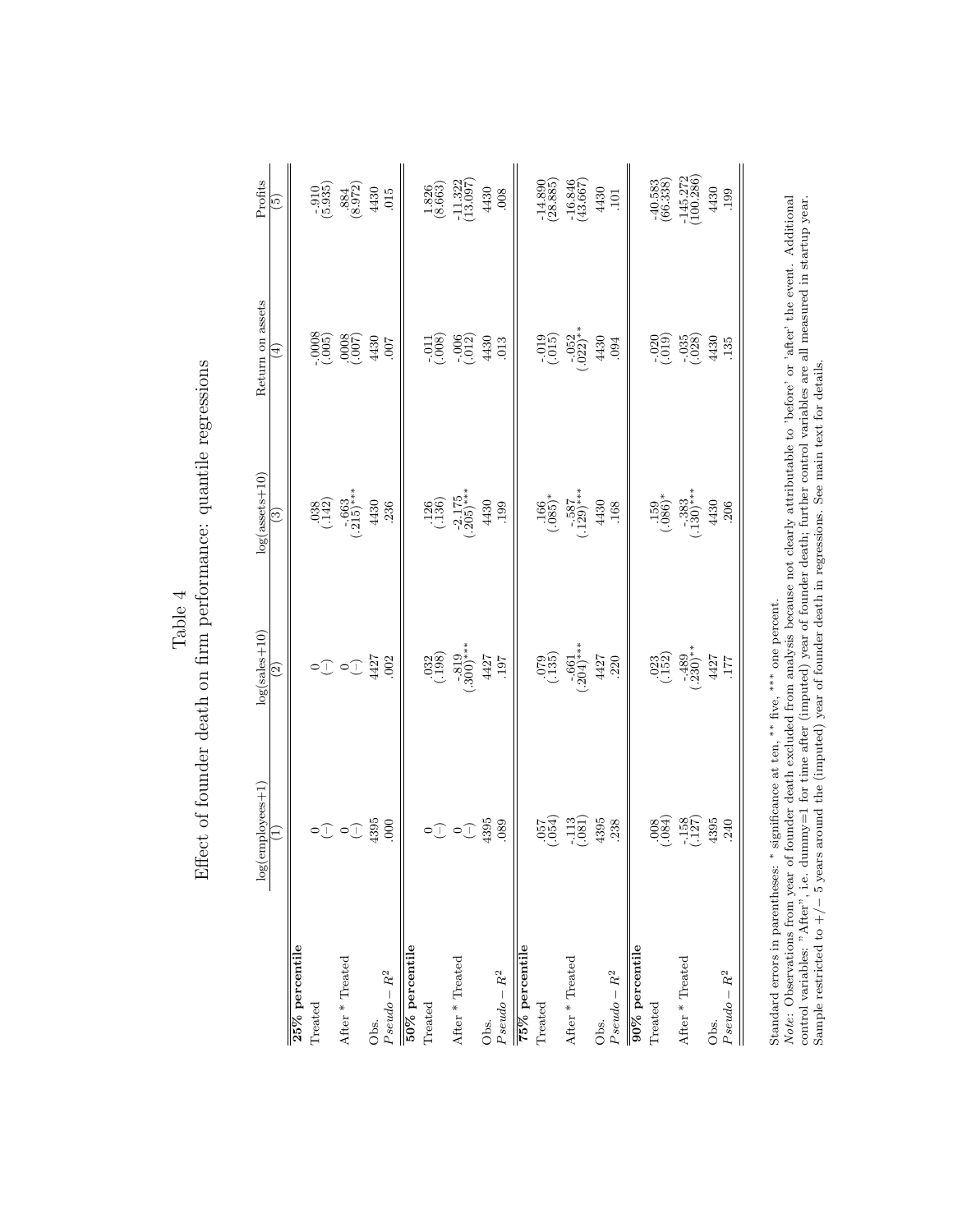# Table 4

## Effect of founder death on firm performance: quantile regressions

| | log(employees+1) | log(sales+10) | log(assets+10) | Return on assets | Profits |
|---|---|---|---|---|---|
| | (1) | (2) | (3) | (4) | (5) |
| **25% percentile** | | | | | |
| Treated | 0 | 0 | .038 | -.0008 | -.910 |
| | (-) | (-) | (.142) | (.005) | (5.935) |
| After * Treated | 0 | 0 | -.663 | .0008 | .884 |
| | (-) | (-) | (.215)*** | (.007) | (8.972) |
| Obs. | 4395 | 4427 | 4430 | 4430 | 4430 |
| $Pseudo-R^2$ | .000 | .002 | .236 | .007 | .015 |
| **50% percentile** | | | | | |
| Treated | 0 | .032 | .126 | -.011 | 1.826 |
| | (-) | (.198) | (.136) | (.008) | (8.663) |
| After * Treated | 0 | -.819 | -2.175 | -.006 | -11.322 |
| | (-) | (.300)*** | (.205)*** | (.012) | (13.097) |
| Obs. | 4395 | 4427 | 4430 | 4430 | 4430 |
| $Pseudo-R^2$ | .089 | .197 | .199 | .013 | .008 |
| **75% percentile** | | | | | |
| Treated | .057 | .079 | .166 | -.019 | -14.890 |
| | (.054) | (.135) | (.085)* | (.015) | (28.885) |
| After * Treated | -.113 | -.661 | -.587 | -.052 | -16.846 |
| | (.081) | (.204)*** | (.129)*** | (.022)** | (43.667) |
| Obs. | 4395 | 4427 | 4430 | 4430 | 4430 |
| $Pseudo-R^2$ | .238 | .220 | .168 | .094 | .101 |
| **90% percentile** | | | | | |
| Treated | .008 | .023 | .159 | -.020 | -40.583 |
| | (.084) | (.152) | (.086)* | (.019) | (66.338) |
| After * Treated | -.158 | -.489 | -.383 | -.035 | -145.272 |
| | (.127) | (.230)** | (.130)*** | (.028) | (100.286) |
| Obs. | 4395 | 4427 | 4430 | 4430 | 4430 |
| $Pseudo-R^2$ | .240 | .177 | .206 | .135 | .199 |

Standard errors in parentheses: * significance at ten, ** five, *** one percent.
*Note*: Observations from year of founder death excluded from analysis because not clearly attributable to 'before' or 'after' the event. Additional control variables: "After", i.e. dummy=1 for time after (imputed) year of founder death; further control variables are all measured in startup year. Sample restricted to +/− 5 years around the (imputed) year of founder death in regressions. See main text for details.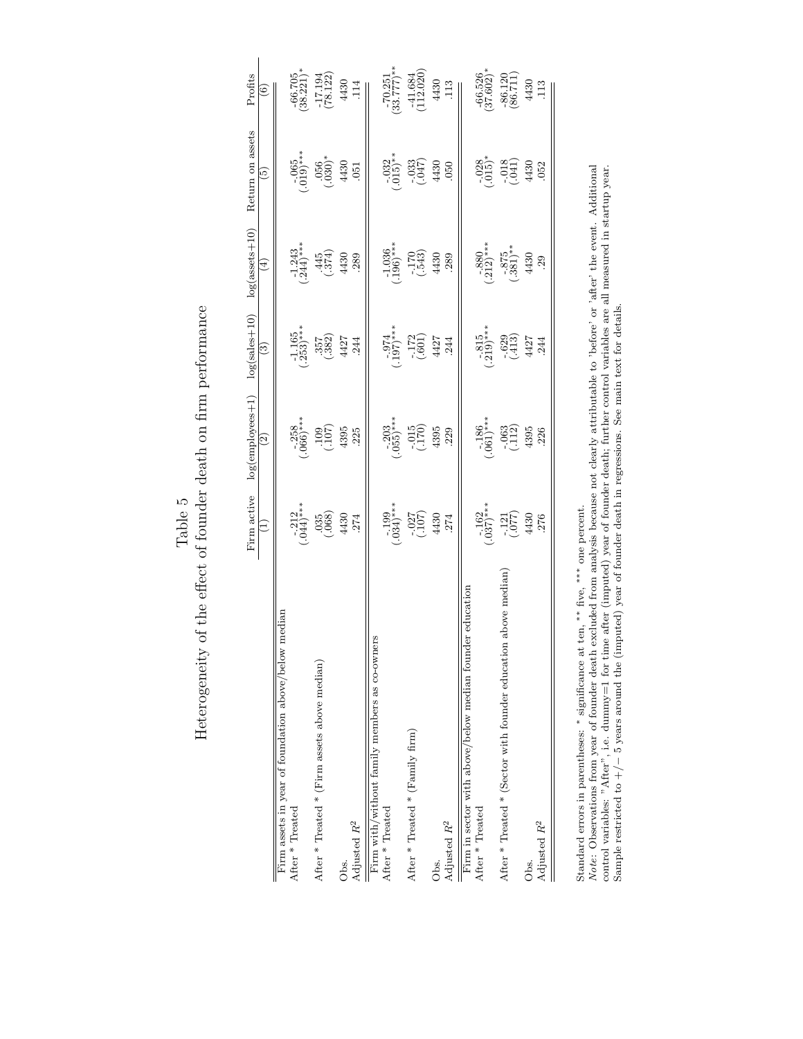# Table 5

## Heterogeneity of the effect of founder death on firm performance

| | Firm active | log(employees+1) | log(sales+10) | log(assets+10) | Return on assets | Profits |
|---|---|---|---|---|---|---|
| | (1) | (2) | (3) | (4) | (5) | (6) |
| *Firm assets in year of foundation above/below median* | | | | | | |
| After * Treated | -.212 | -.258 | -1.165 | -1.243 | -.065 | -66.705 |
| | (.044)*** | (.066)*** | (.253)*** | (.244)*** | (.019)*** | (38.221)* |
| After * Treated * (Firm assets above median) | .035 | .109 | .357 | .445 | .056 | -17.194 |
| | (.068) | (.107) | (.382) | (.374) | (.030)* | (78.122) |
| Obs. | 4430 | 4395 | 4427 | 4430 | 4430 | 4430 |
| Adjusted $R^2$ | .274 | .225 | .244 | .289 | .051 | .114 |
| *Firm with/without family members as co-owners* | | | | | | |
| After * Treated | -.199 | -.203 | -.974 | -1.036 | -.032 | -70.251 |
| | (.034)*** | (.055)*** | (.197)*** | (.196)*** | (.015)** | (33.777)** |
| After * Treated * (Family firm) | -.027 | -.015 | -.172 | -.170 | -.033 | -41.684 |
| | (.107) | (.170) | (.601) | (.543) | (.047) | (112.020) |
| Obs. | 4430 | 4395 | 4427 | 4430 | 4430 | 4430 |
| Adjusted $R^2$ | .274 | .229 | .244 | .289 | .050 | .113 |
| *Firm in sector with above/below median founder education* | | | | | | |
| After * Treated | -.162 | -.186 | -.815 | -.880 | -.028 | -66.526 |
| | (.037)*** | (.061)*** | (.219)*** | (.212)*** | (.015)* | (37.602)* |
| After * Treated * (Sector with founder education above median) | -.121 | -.063 | -.629 | -.875 | -.018 | -86.120 |
| | (.077) | (.112) | (.413) | (.381)** | (.041) | (86.711) |
| Obs. | 4430 | 4395 | 4427 | 4430 | 4430 | 4430 |
| Adjusted $R^2$ | .276 | .226 | .244 | .29 | .052 | .113 |

Standard errors in parentheses: * significance at ten, ** five, *** one percent.

*Note*: Observations from year of founder death excluded from analysis because not clearly attributable to 'before' or 'after' the event. Additional control variables: "After", i.e. dummy=1 for time after (imputed) year of founder death; further control variables are all measured in startup year. Sample restricted to +/− 5 years around the (imputed) year of founder death in regressions. See main text for details.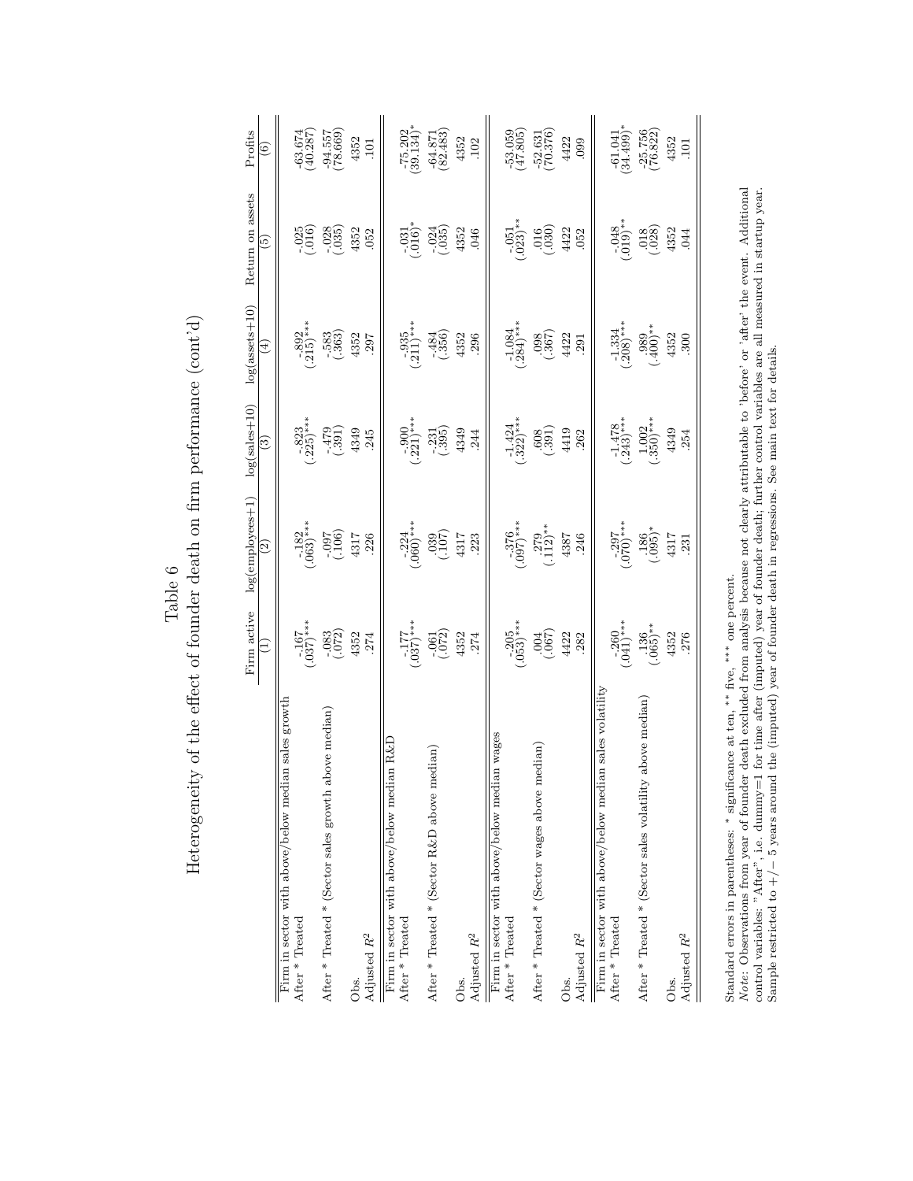Table 6

Heterogeneity of the effect of founder death on firm performance (cont'd)

| | Firm active | log(employees+1) | log(sales+10) | log(assets+10) | Return on assets | Profits |
|---|---|---|---|---|---|---|
| | (1) | (2) | (3) | (4) | (5) | (6) |
| *Firm in sector with above/below median sales growth* | | | | | | |
| After * Treated | -.167 | -.182 | -.823 | -.892 | -.025 | -63.674 |
| | (.037)*** | (.063)*** | (.225)*** | (.215)*** | (.016) | (40.287) |
| After * Treated * (Sector sales growth above median) | -.083 | -.097 | -.479 | -.583 | -.028 | -94.557 |
| | (.072) | (.106) | (.391) | (.363) | (.035) | (78.669) |
| Obs. | 4352 | 4317 | 4349 | 4352 | 4352 | 4352 |
| Adjusted $R^2$ | .274 | .226 | .245 | .297 | .052 | .101 |
| *Firm in sector with above/below median R&D* | | | | | | |
| After * Treated | -.177 | -.224 | -.900 | -.935 | -.031 | -75.202 |
| | (.037)*** | (.060)*** | (.221)*** | (.211)*** | (.016)* | (39.134)* |
| After * Treated * (Sector R&D above median) | -.061 | .039 | -.231 | -.484 | -.024 | -64.871 |
| | (.072) | (.107) | (.395) | (.356) | (.035) | (82.483) |
| Obs. | 4352 | 4317 | 4349 | 4352 | 4352 | 4352 |
| Adjusted $R^2$ | .274 | .223 | .244 | .296 | .046 | .102 |
| *Firm in sector with above/below median wages* | | | | | | |
| After * Treated | -.205 | -.376 | -1.424 | -1.084 | -.051 | -53.059 |
| | (.053)*** | (.097)*** | (.322)*** | (.284)*** | (.023)** | (47.805) |
| After * Treated * (Sector wages above median) | .004 | .279 | .608 | .098 | .016 | -52.631 |
| | (.067) | (.112)** | (.391) | (.367) | (.030) | (70.376) |
| Obs. | 4422 | 4387 | 4419 | 4422 | 4422 | 4422 |
| Adjusted $R^2$ | .282 | .246 | .262 | .291 | .052 | .099 |
| *Firm in sector with above/below median sales volatility* | | | | | | |
| After * Treated | -.260 | -.297 | -1.478 | -1.334 | -.048 | -61.041 |
| | (.041)*** | (.070)*** | (.243)*** | (.208)*** | (.019)** | (34.499)* |
| After * Treated * (Sector sales volatility above median) | .136 | .186 | 1.002 | .989 | .018 | -25.756 |
| | (.065)** | (.095)* | (.350)*** | (.400)** | (.028) | (76.822) |
| Obs. | 4352 | 4317 | 4349 | 4352 | 4352 | 4352 |
| Adjusted $R^2$ | .276 | .231 | .254 | .300 | .044 | .101 |

Standard errors in parentheses: * significance at ten, ** five, *** one percent.

*Note*: Observations from year of founder death excluded from analysis because not clearly attributable to 'before' or 'after' the event. Additional control variables: "After", i.e. dummy=1 for time after (imputed) year of founder death; further control variables are all measured in startup year. Sample restricted to +/− 5 years around the (imputed) year of founder death in regressions. See main text for details.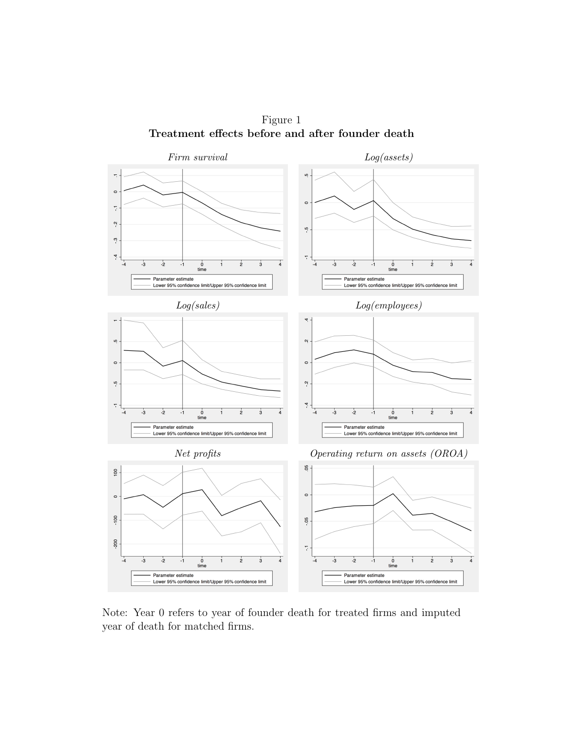Figure 1

**Treatment effects before and after founder death**

*Firm survival*

*Log(assets)*

*Log(sales)*

*Log(employees)*

*Net profits*

*Operating return on assets (OROA)*

Note: Year 0 refers to year of founder death for treated firms and imputed year of death for matched firms.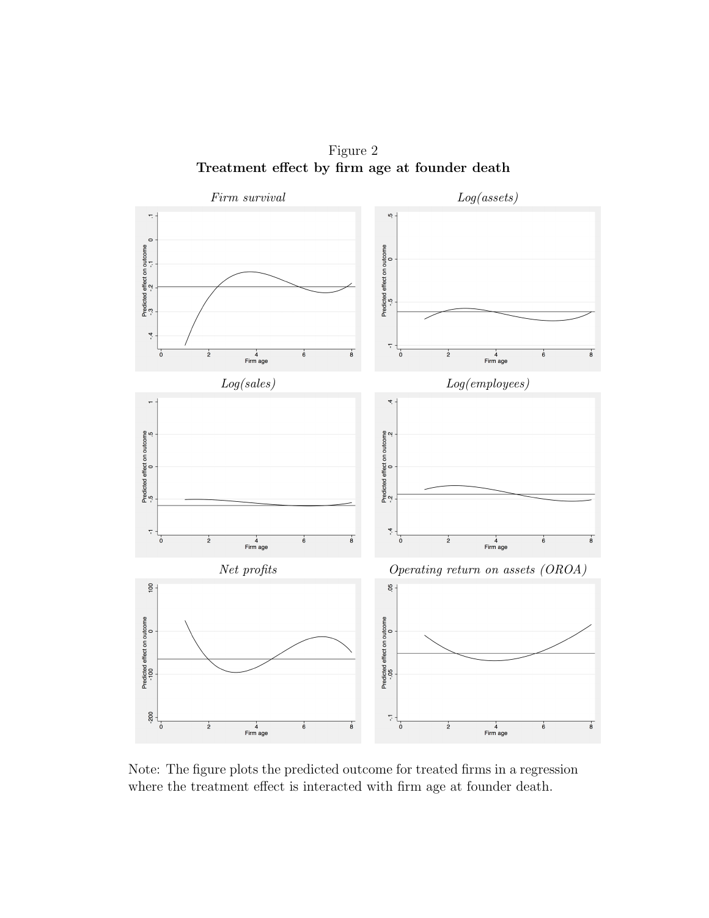Figure 2

**Treatment effect by firm age at founder death**

*Firm survival*

*Log(assets)*

*Log(sales)*

*Log(employees)*

*Net profits*

*Operating return on assets (OROA)*

Note: The figure plots the predicted outcome for treated firms in a regression where the treatment effect is interacted with firm age at founder death.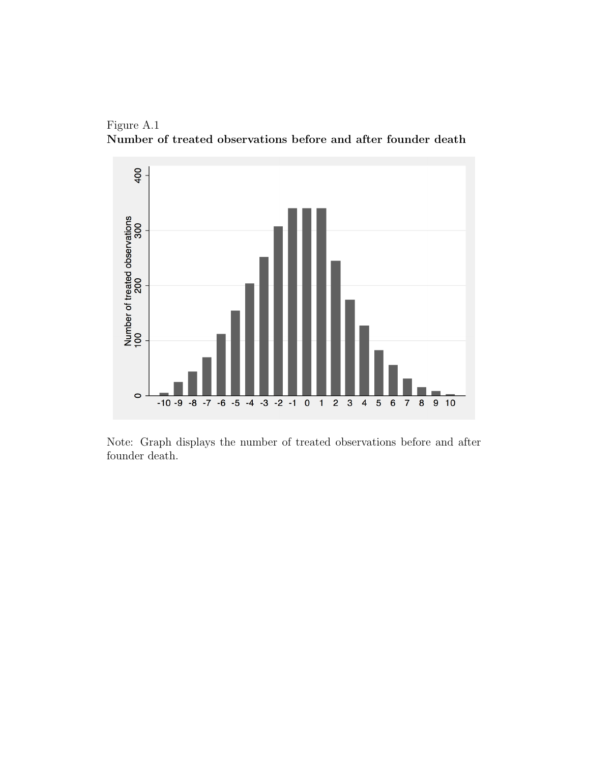Figure A.1

**Number of treated observations before and after founder death**

Note: Graph displays the number of treated observations before and after founder death.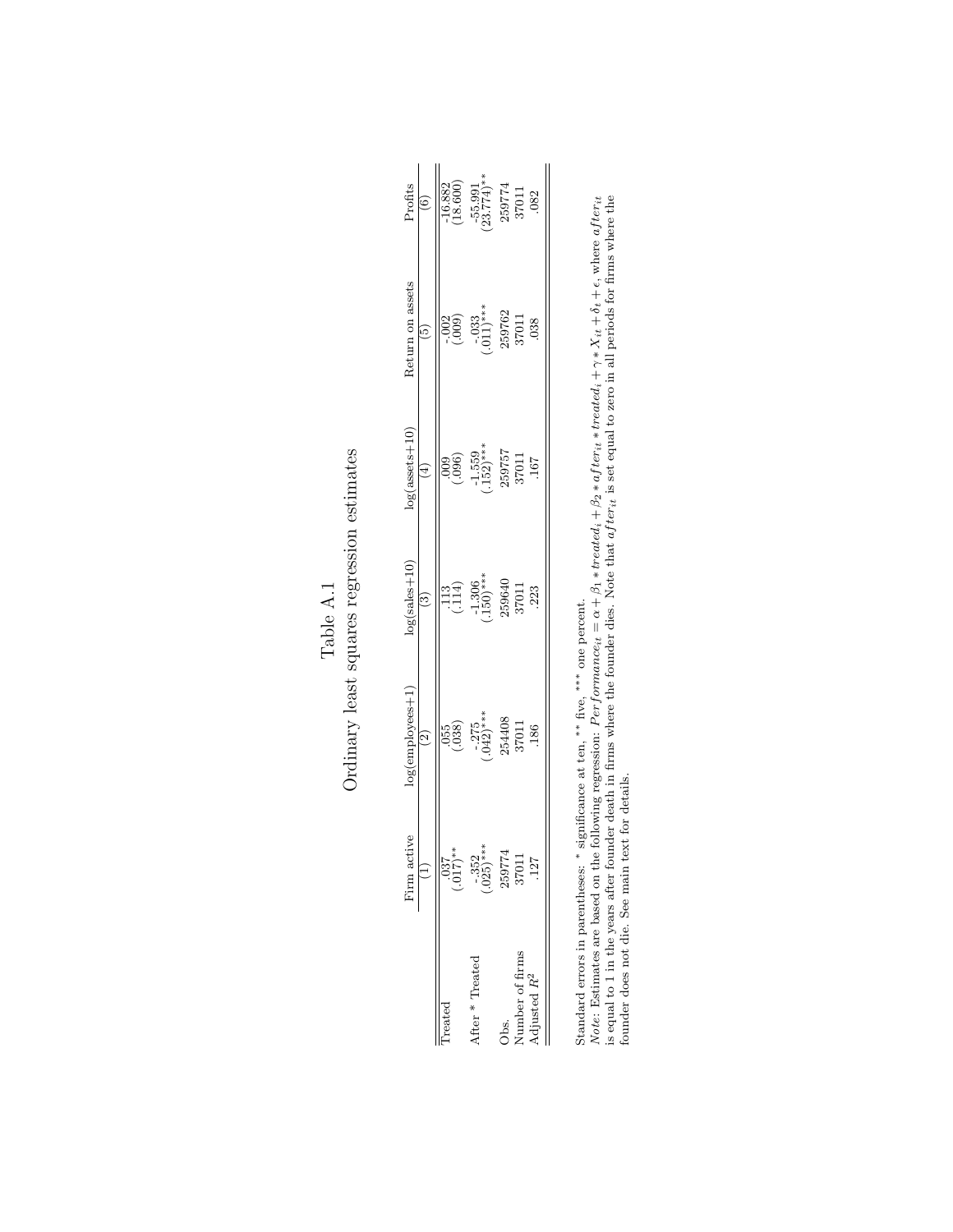# Table A.1

## Ordinary least squares regression estimates

| | Firm active | log(employees+1) | log(sales+10) | log(assets+10) | Return on assets | Profits |
|---|---|---|---|---|---|---|
| | (1) | (2) | (3) | (4) | (5) | (6) |
| Treated | .037 | .055 | .113 | .009 | -.002 | -16.882 |
| | (.017)** | (.038) | (.114) | (.096) | (.009) | (18.600) |
| After * Treated | -.352 | -.275 | -1.306 | -1.559 | -.033 | -55.991 |
| | (.025)*** | (.042)*** | (.150)*** | (.152)*** | (.011)*** | (23.774)** |
| Obs. | 259774 | 254408 | 259640 | 259757 | 259762 | 259774 |
| Number of firms | 37011 | 37011 | 37011 | 37011 | 37011 | 37011 |
| Adjusted $R^2$ | .127 | .186 | .223 | .167 | .038 | .082 |

Standard errors in parentheses: * significance at ten, ** five, *** one percent.

*Note*: Estimates are based on the following regression: $Performance_{it} = \alpha + \beta_1 * treated_i + \beta_2 * after_{it} * treated_i + \gamma * X_{it} + \delta_t + \epsilon$, where $after_{it}$ is equal to 1 in the years after founder death in firms where the founder dies. Note that $after_{it}$ is set equal to zero in all periods for firms where the founder does not die. See main text for details.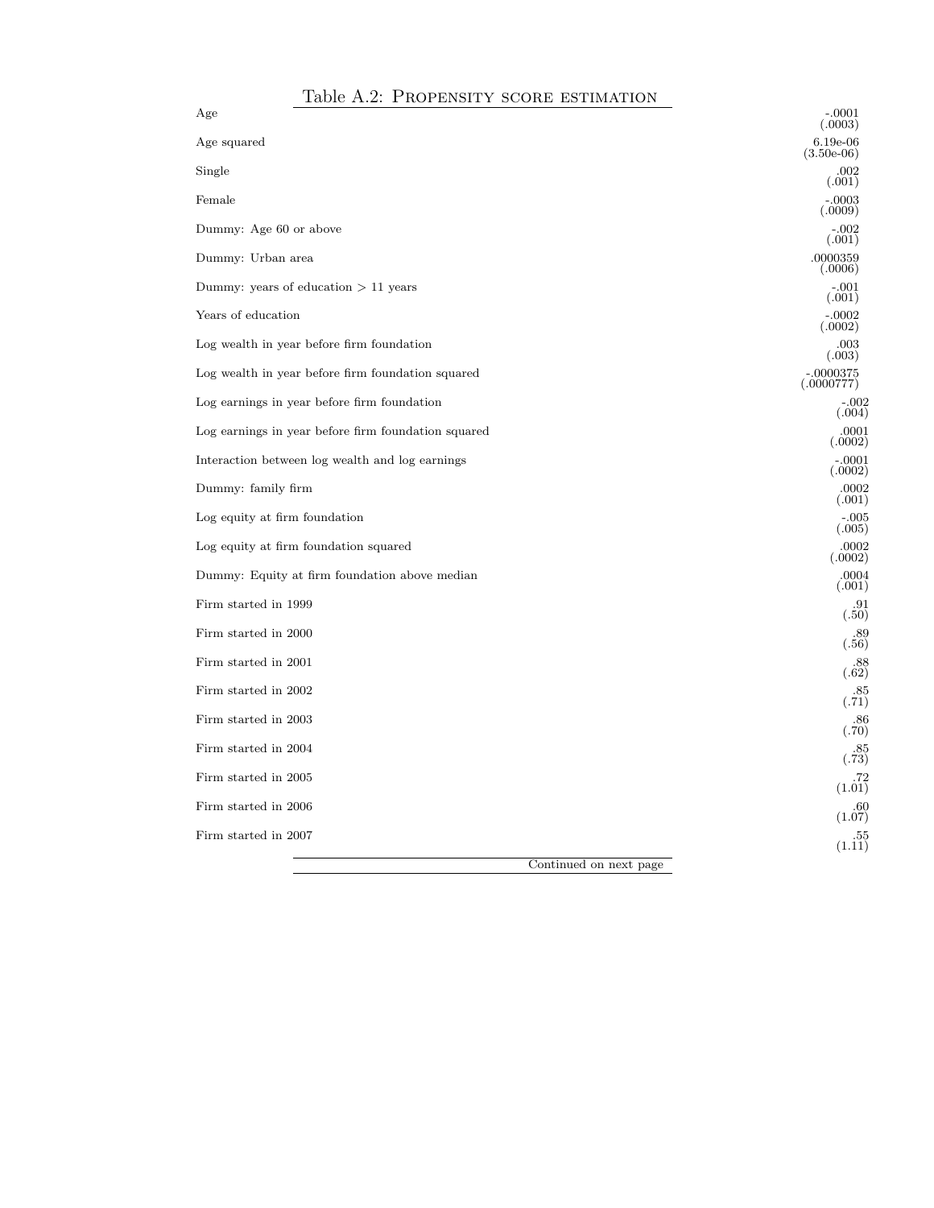Table A.2: Propensity score estimation

| Variable | |
|---|---|
| Age | -.0001<br>(.0003) |
| Age squared | 6.19e-06<br>(3.50e-06) |
| Single | .002<br>(.001) |
| Female | -.0003<br>(.0009) |
| Dummy: Age 60 or above | -.002<br>(.001) |
| Dummy: Urban area | .0000359<br>(.0006) |
| Dummy: years of education > 11 years | -.001<br>(.001) |
| Years of education | -.0002<br>(.0002) |
| Log wealth in year before firm foundation | .003<br>(.003) |
| Log wealth in year before firm foundation squared | -.0000375<br>(.0000777) |
| Log earnings in year before firm foundation | -.002<br>(.004) |
| Log earnings in year before firm foundation squared | .0001<br>(.0002) |
| Interaction between log wealth and log earnings | -.0001<br>(.0002) |
| Dummy: family firm | .0002<br>(.001) |
| Log equity at firm foundation | -.005<br>(.005) |
| Log equity at firm foundation squared | .0002<br>(.0002) |
| Dummy: Equity at firm foundation above median | .0004<br>(.001) |
| Firm started in 1999 | .91<br>(.50) |
| Firm started in 2000 | .89<br>(.56) |
| Firm started in 2001 | .88<br>(.62) |
| Firm started in 2002 | .85<br>(.71) |
| Firm started in 2003 | .86<br>(.70) |
| Firm started in 2004 | .85<br>(.73) |
| Firm started in 2005 | .72<br>(1.01) |
| Firm started in 2006 | .60<br>(1.07) |
| Firm started in 2007 | .55<br>(1.11) |

Continued on next page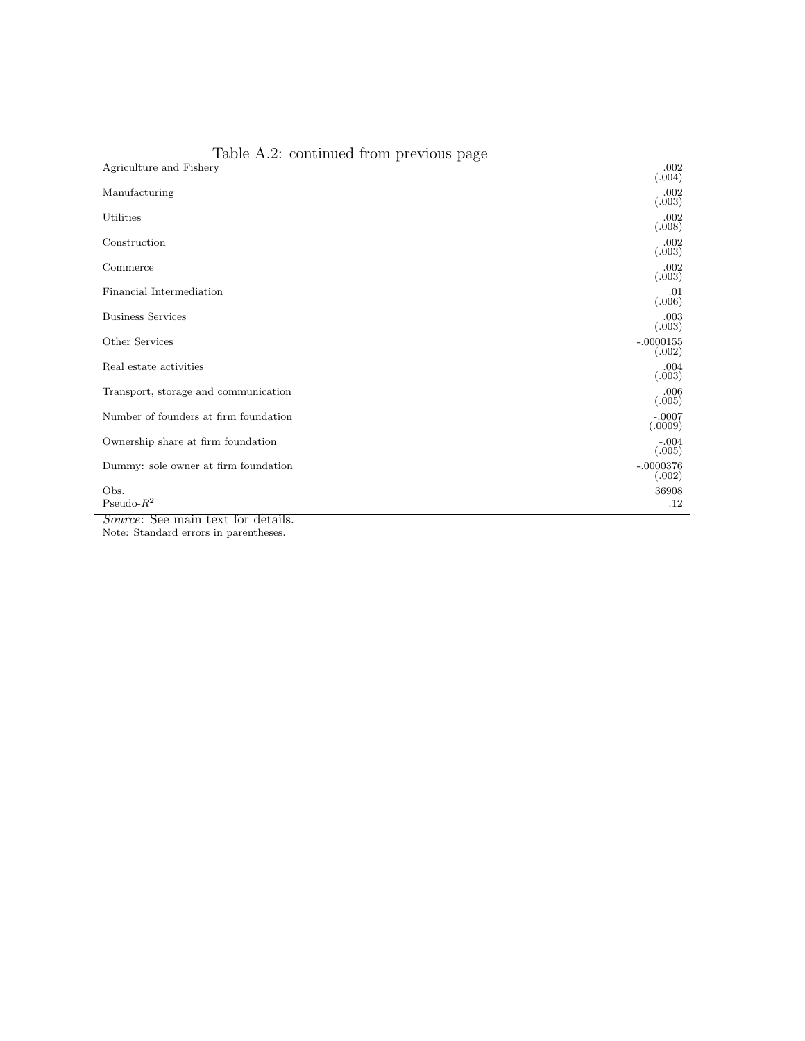Table A.2: continued from previous page

| | |
|---|---|
| Agriculture and Fishery | .002 |
| | (.004) |
| Manufacturing | .002 |
| | (.003) |
| Utilities | .002 |
| | (.008) |
| Construction | .002 |
| | (.003) |
| Commerce | .002 |
| | (.003) |
| Financial Intermediation | .01 |
| | (.006) |
| Business Services | .003 |
| | (.003) |
| Other Services | -.0000155 |
| | (.002) |
| Real estate activities | .004 |
| | (.003) |
| Transport, storage and communication | .006 |
| | (.005) |
| Number of founders at firm foundation | -.0007 |
| | (.0009) |
| Ownership share at firm foundation | -.004 |
| | (.005) |
| Dummy: sole owner at firm foundation | -.0000376 |
| | (.002) |
| Obs. | 36908 |
| Pseudo-$R^2$ | .12 |

*Source*: See main text for details.

Note: Standard errors in parentheses.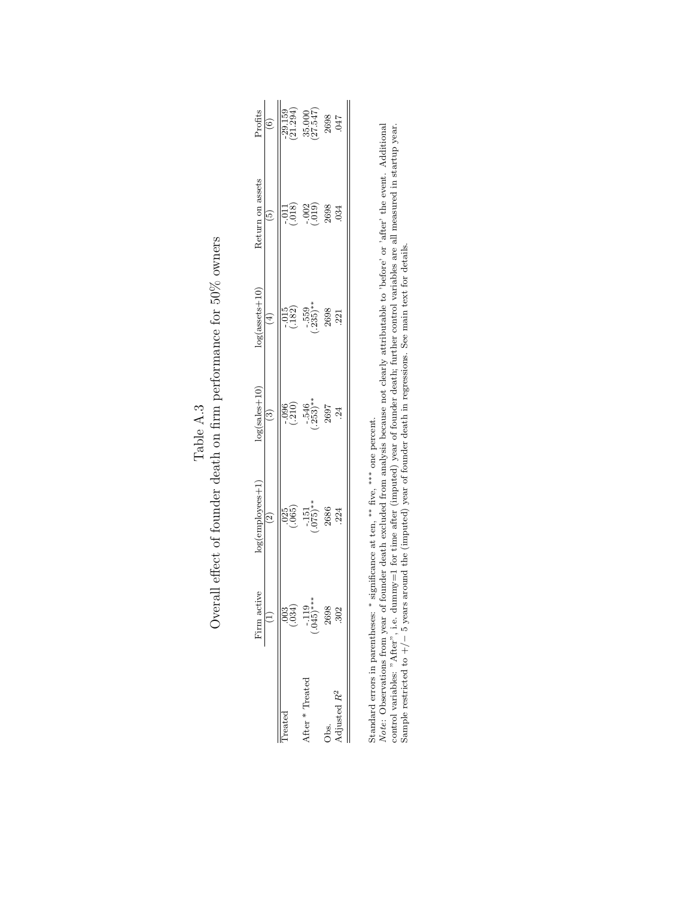Table A.3

Overall effect of founder death on firm performance for 50% owners

| | Firm active | log(employees+1) | log(sales+10) | log(assets+10) | Return on assets | Profits |
|---|---|---|---|---|---|---|
| | (1) | (2) | (3) | (4) | (5) | (6) |
| Treated | .003 | .025 | -.096 | -.015 | -.011 | -29.159 |
| | (.034) | (.065) | (.210) | (.182) | (.018) | (21.294) |
| After * Treated | -.119 | -.151 | -.546 | -.559 | -.002 | 35.000 |
| | (.045)*** | (.075)** | (.253)** | (.235)** | (.019) | (27.547) |
| Obs. | 2698 | 2686 | 2697 | 2698 | 2698 | 2698 |
| Adjusted $R^2$ | .302 | .224 | .24 | .221 | .034 | .047 |

Standard errors in parentheses: * significance at ten, ** five, *** one percent.

*Note*: Observations from year of founder death excluded from analysis because not clearly attributable to 'before' or 'after' the event. Additional control variables: "After", i.e. dummy=1 for time after (imputed) year of founder death; further control variables are all measured in startup year. Sample restricted to +/− 5 years around the (imputed) year of founder death in regressions. See main text for details.